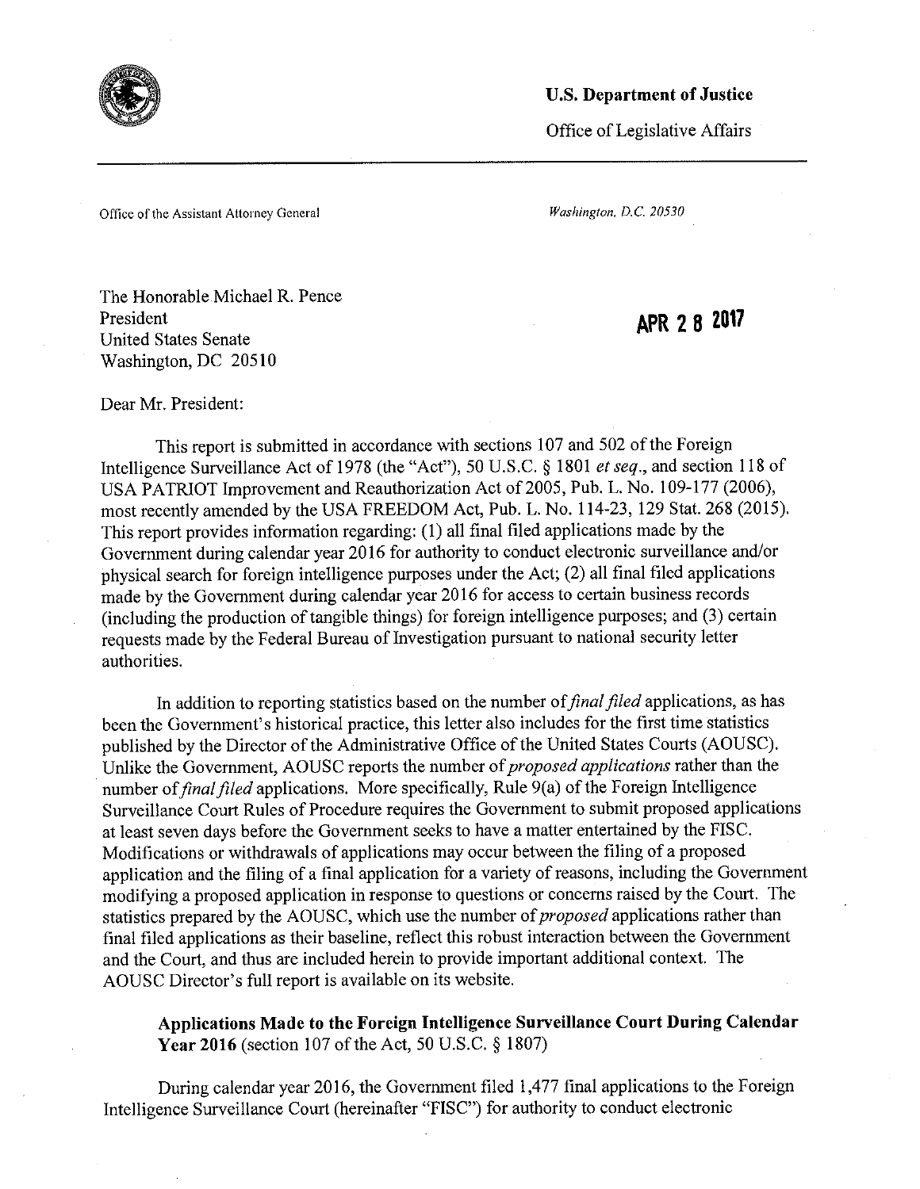**U.S. Department of Justice**

Office of Legislative Affairs

Office of the Assistant Attorney General

*Washington, D.C. 20530*

The Honorable Michael R. Pence
President
United States Senate
Washington, DC 20510

**APR 28 2017**

Dear Mr. President:

This report is submitted in accordance with sections 107 and 502 of the Foreign Intelligence Surveillance Act of 1978 (the "Act"), 50 U.S.C. § 1801 *et seq.*, and section 118 of USA PATRIOT Improvement and Reauthorization Act of 2005, Pub. L. No. 109-177 (2006), most recently amended by the USA FREEDOM Act, Pub. L. No. 114-23, 129 Stat. 268 (2015). This report provides information regarding: (1) all final filed applications made by the Government during calendar year 2016 for authority to conduct electronic surveillance and/or physical search for foreign intelligence purposes under the Act; (2) all final filed applications made by the Government during calendar year 2016 for access to certain business records (including the production of tangible things) for foreign intelligence purposes; and (3) certain requests made by the Federal Bureau of Investigation pursuant to national security letter authorities.

In addition to reporting statistics based on the number of *final filed* applications, as has been the Government's historical practice, this letter also includes for the first time statistics published by the Director of the Administrative Office of the United States Courts (AOUSC). Unlike the Government, AOUSC reports the number of *proposed applications* rather than the number of *final filed* applications. More specifically, Rule 9(a) of the Foreign Intelligence Surveillance Court Rules of Procedure requires the Government to submit proposed applications at least seven days before the Government seeks to have a matter entertained by the FISC. Modifications or withdrawals of applications may occur between the filing of a proposed application and the filing of a final application for a variety of reasons, including the Government modifying a proposed application in response to questions or concerns raised by the Court. The statistics prepared by the AOUSC, which use the number of *proposed* applications rather than final filed applications as their baseline, reflect this robust interaction between the Government and the Court, and thus are included herein to provide important additional context. The AOUSC Director's full report is available on its website.

**Applications Made to the Foreign Intelligence Surveillance Court During Calendar Year 2016** (section 107 of the Act, 50 U.S.C. § 1807)

During calendar year 2016, the Government filed 1,477 final applications to the Foreign Intelligence Surveillance Court (hereinafter "FISC") for authority to conduct electronic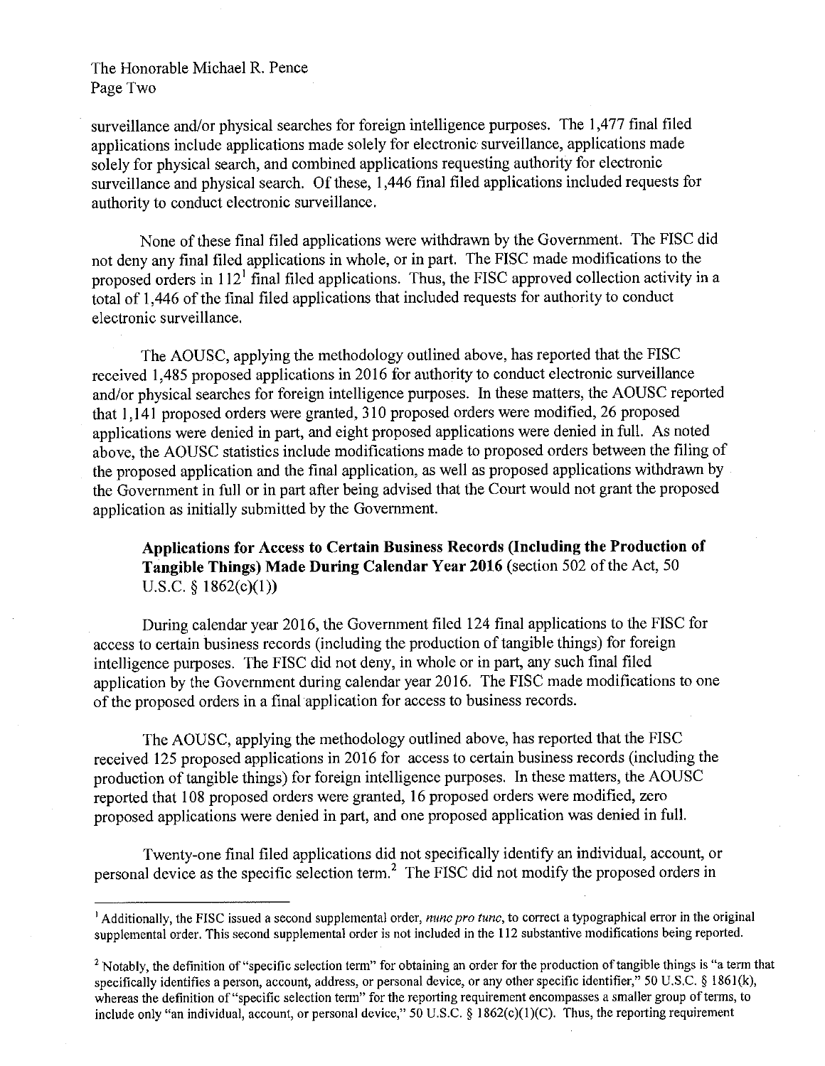surveillance and/or physical searches for foreign intelligence purposes. The 1,477 final filed applications include applications made solely for electronic surveillance, applications made solely for physical search, and combined applications requesting authority for electronic surveillance and physical search. Of these, 1,446 final filed applications included requests for authority to conduct electronic surveillance.

None of these final filed applications were withdrawn by the Government. The FISC did not deny any final filed applications in whole, or in part. The FISC made modifications to the proposed orders in 112[1] final filed applications. Thus, the FISC approved collection activity in a total of 1,446 of the final filed applications that included requests for authority to conduct electronic surveillance.

The AOUSC, applying the methodology outlined above, has reported that the FISC received 1,485 proposed applications in 2016 for authority to conduct electronic surveillance and/or physical searches for foreign intelligence purposes. In these matters, the AOUSC reported that 1,141 proposed orders were granted, 310 proposed orders were modified, 26 proposed applications were denied in part, and eight proposed applications were denied in full. As noted above, the AOUSC statistics include modifications made to proposed orders between the filing of the proposed application and the final application, as well as proposed applications withdrawn by the Government in full or in part after being advised that the Court would not grant the proposed application as initially submitted by the Government.

**Applications for Access to Certain Business Records (Including the Production of Tangible Things) Made During Calendar Year 2016** (section 502 of the Act, 50 U.S.C. § 1862(c)(1))

During calendar year 2016, the Government filed 124 final applications to the FISC for access to certain business records (including the production of tangible things) for foreign intelligence purposes. The FISC did not deny, in whole or in part, any such final filed application by the Government during calendar year 2016. The FISC made modifications to one of the proposed orders in a final application for access to business records.

The AOUSC, applying the methodology outlined above, has reported that the FISC received 125 proposed applications in 2016 for access to certain business records (including the production of tangible things) for foreign intelligence purposes. In these matters, the AOUSC reported that 108 proposed orders were granted, 16 proposed orders were modified, zero proposed applications were denied in part, and one proposed application was denied in full.

Twenty-one final filed applications did not specifically identify an individual, account, or personal device as the specific selection term.[2] The FISC did not modify the proposed orders in

---

[1] Additionally, the FISC issued a second supplemental order, *nunc pro tunc*, to correct a typographical error in the original supplemental order. This second supplemental order is not included in the 112 substantive modifications being reported.

[2] Notably, the definition of "specific selection term" for obtaining an order for the production of tangible things is "a term that specifically identifies a person, account, address, or personal device, or any other specific identifier," 50 U.S.C. § 1861(k), whereas the definition of "specific selection term" for the reporting requirement encompasses a smaller group of terms, to include only "an individual, account, or personal device," 50 U.S.C. § 1862(c)(1)(C). Thus, the reporting requirement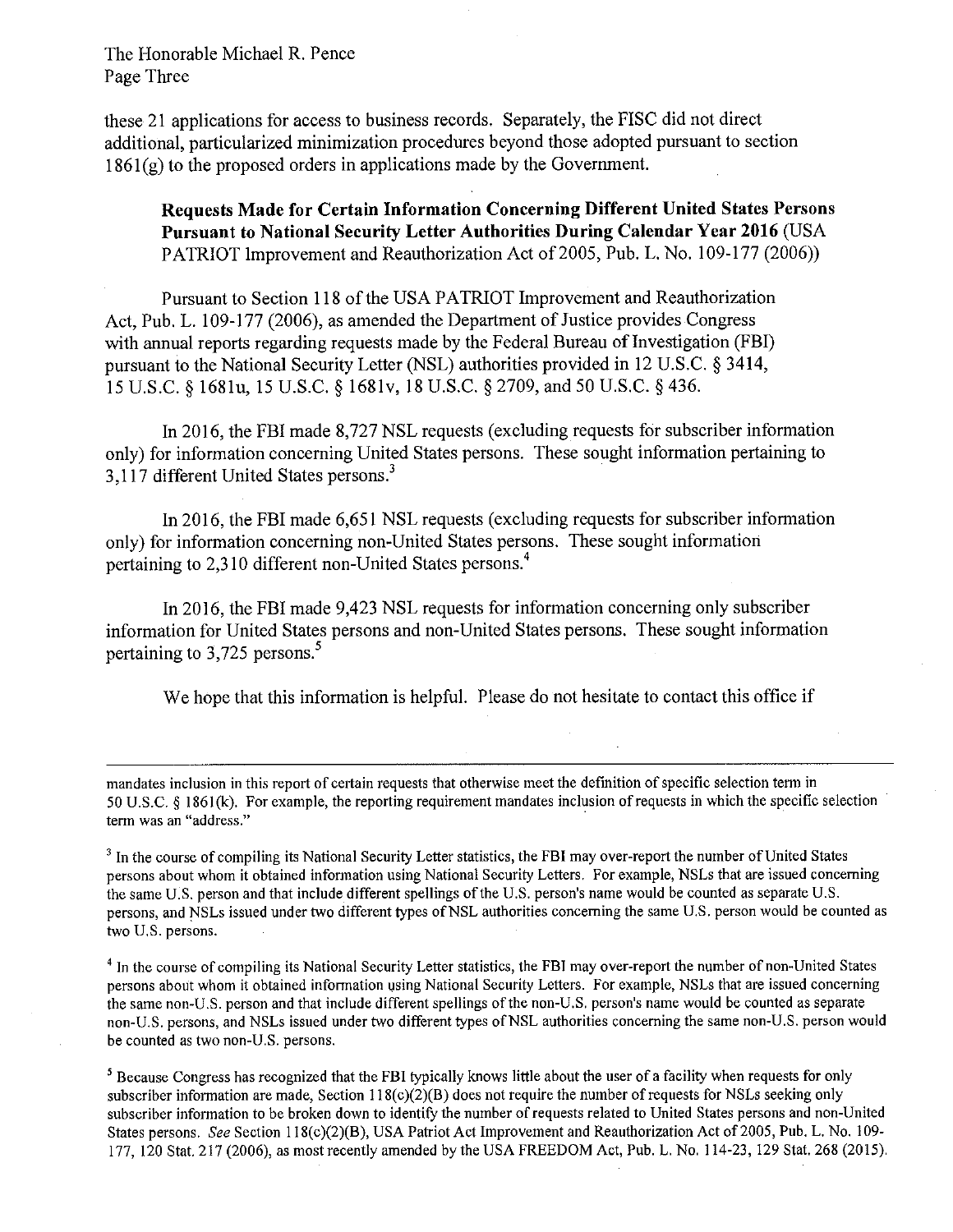these 21 applications for access to business records. Separately, the FISC did not direct additional, particularized minimization procedures beyond those adopted pursuant to section 1861(g) to the proposed orders in applications made by the Government.

**Requests Made for Certain Information Concerning Different United States Persons Pursuant to National Security Letter Authorities During Calendar Year 2016** (USA PATRIOT Improvement and Reauthorization Act of 2005, Pub. L. No. 109-177 (2006))

Pursuant to Section 118 of the USA PATRIOT Improvement and Reauthorization Act, Pub. L. 109-177 (2006), as amended the Department of Justice provides Congress with annual reports regarding requests made by the Federal Bureau of Investigation (FBI) pursuant to the National Security Letter (NSL) authorities provided in 12 U.S.C. § 3414, 15 U.S.C. § 1681u, 15 U.S.C. § 1681v, 18 U.S.C. § 2709, and 50 U.S.C. § 436.

In 2016, the FBI made 8,727 NSL requests (excluding requests for subscriber information only) for information concerning United States persons. These sought information pertaining to 3,117 different United States persons.[3]

In 2016, the FBI made 6,651 NSL requests (excluding requests for subscriber information only) for information concerning non-United States persons. These sought information pertaining to 2,310 different non-United States persons.[4]

In 2016, the FBI made 9,423 NSL requests for information concerning only subscriber information for United States persons and non-United States persons. These sought information pertaining to 3,725 persons.[5]

We hope that this information is helpful. Please do not hesitate to contact this office if

---

mandates inclusion in this report of certain requests that otherwise meet the definition of specific selection term in 50 U.S.C. § 1861(k). For example, the reporting requirement mandates inclusion of requests in which the specific selection term was an "address."

[3] In the course of compiling its National Security Letter statistics, the FBI may over-report the number of United States persons about whom it obtained information using National Security Letters. For example, NSLs that are issued concerning the same U.S. person and that include different spellings of the U.S. person's name would be counted as separate U.S. persons, and NSLs issued under two different types of NSL authorities concerning the same U.S. person would be counted as two U.S. persons.

[4] In the course of compiling its National Security Letter statistics, the FBI may over-report the number of non-United States persons about whom it obtained information using National Security Letters. For example, NSLs that are issued concerning the same non-U.S. person and that include different spellings of the non-U.S. person's name would be counted as separate non-U.S. persons, and NSLs issued under two different types of NSL authorities concerning the same non-U.S. person would be counted as two non-U.S. persons.

[5] Because Congress has recognized that the FBI typically knows little about the user of a facility when requests for only subscriber information are made, Section 118(c)(2)(B) does not require the number of requests for NSLs seeking only subscriber information to be broken down to identify the number of requests related to United States persons and non-United States persons. *See* Section 118(c)(2)(B), USA Patriot Act Improvement and Reauthorization Act of 2005, Pub. L. No. 109-177, 120 Stat. 217 (2006), as most recently amended by the USA FREEDOM Act, Pub. L. No. 114-23, 129 Stat. 268 (2015).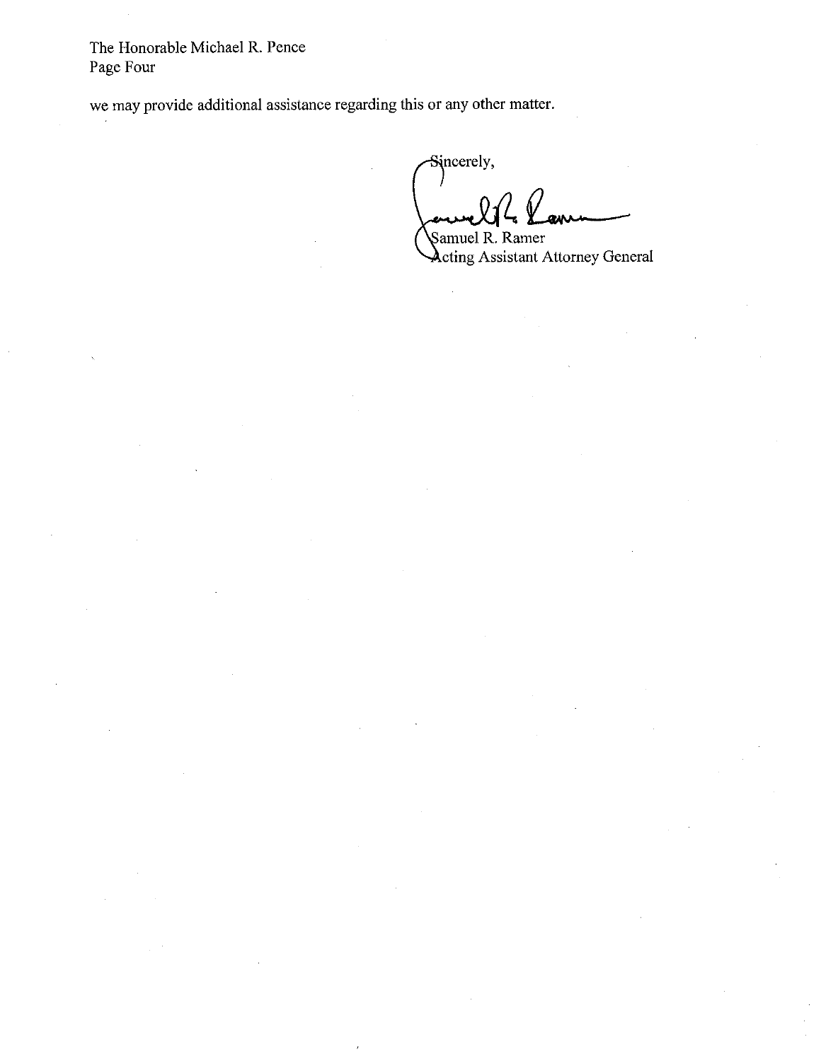The Honorable Michael R. Pence
Page Four

we may provide additional assistance regarding this or any other matter.

Sincerely,

Samuel R. Ramer
Acting Assistant Attorney General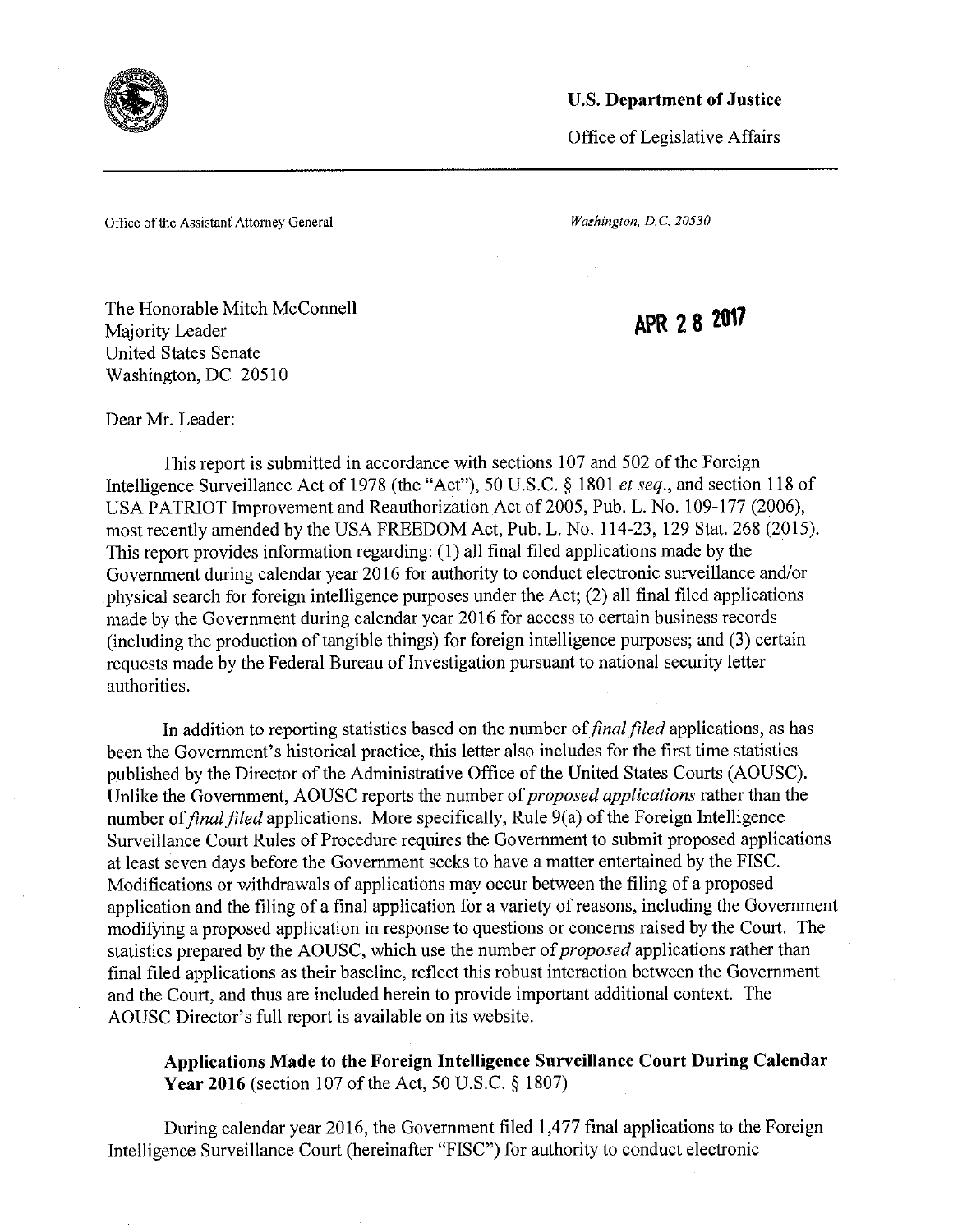**U.S. Department of Justice**

Office of Legislative Affairs

Office of the Assistant Attorney General

*Washington, D.C. 20530*

The Honorable Mitch McConnell
Majority Leader
United States Senate
Washington, DC 20510

**APR 28 2017**

Dear Mr. Leader:

This report is submitted in accordance with sections 107 and 502 of the Foreign Intelligence Surveillance Act of 1978 (the "Act"), 50 U.S.C. § 1801 *et seq.*, and section 118 of USA PATRIOT Improvement and Reauthorization Act of 2005, Pub. L. No. 109-177 (2006), most recently amended by the USA FREEDOM Act, Pub. L. No. 114-23, 129 Stat. 268 (2015). This report provides information regarding: (1) all final filed applications made by the Government during calendar year 2016 for authority to conduct electronic surveillance and/or physical search for foreign intelligence purposes under the Act; (2) all final filed applications made by the Government during calendar year 2016 for access to certain business records (including the production of tangible things) for foreign intelligence purposes; and (3) certain requests made by the Federal Bureau of Investigation pursuant to national security letter authorities.

In addition to reporting statistics based on the number of *final filed* applications, as has been the Government's historical practice, this letter also includes for the first time statistics published by the Director of the Administrative Office of the United States Courts (AOUSC). Unlike the Government, AOUSC reports the number of *proposed applications* rather than the number of *final filed* applications. More specifically, Rule 9(a) of the Foreign Intelligence Surveillance Court Rules of Procedure requires the Government to submit proposed applications at least seven days before the Government seeks to have a matter entertained by the FISC. Modifications or withdrawals of applications may occur between the filing of a proposed application and the filing of a final application for a variety of reasons, including the Government modifying a proposed application in response to questions or concerns raised by the Court. The statistics prepared by the AOUSC, which use the number of *proposed* applications rather than final filed applications as their baseline, reflect this robust interaction between the Government and the Court, and thus are included herein to provide important additional context. The AOUSC Director's full report is available on its website.

**Applications Made to the Foreign Intelligence Surveillance Court During Calendar Year 2016** (section 107 of the Act, 50 U.S.C. § 1807)

During calendar year 2016, the Government filed 1,477 final applications to the Foreign Intelligence Surveillance Court (hereinafter "FISC") for authority to conduct electronic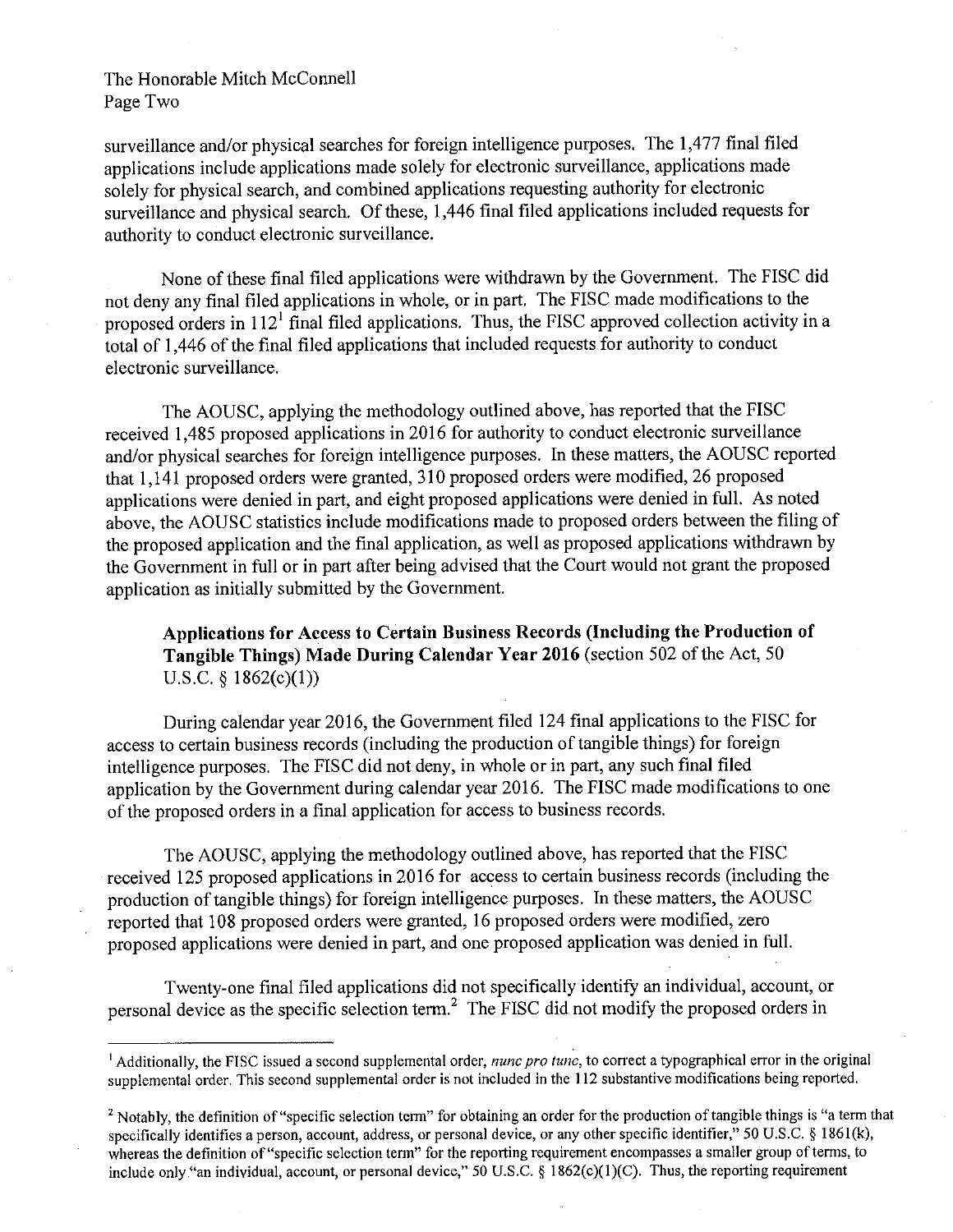The Honorable Mitch McConnell
Page Two

surveillance and/or physical searches for foreign intelligence purposes. The 1,477 final filed applications include applications made solely for electronic surveillance, applications made solely for physical search, and combined applications requesting authority for electronic surveillance and physical search. Of these, 1,446 final filed applications included requests for authority to conduct electronic surveillance.

None of these final filed applications were withdrawn by the Government. The FISC did not deny any final filed applications in whole, or in part. The FISC made modifications to the proposed orders in 112[1] final filed applications. Thus, the FISC approved collection activity in a total of 1,446 of the final filed applications that included requests for authority to conduct electronic surveillance.

The AOUSC, applying the methodology outlined above, has reported that the FISC received 1,485 proposed applications in 2016 for authority to conduct electronic surveillance and/or physical searches for foreign intelligence purposes. In these matters, the AOUSC reported that 1,141 proposed orders were granted, 310 proposed orders were modified, 26 proposed applications were denied in part, and eight proposed applications were denied in full. As noted above, the AOUSC statistics include modifications made to proposed orders between the filing of the proposed application and the final application, as well as proposed applications withdrawn by the Government in full or in part after being advised that the Court would not grant the proposed application as initially submitted by the Government.

**Applications for Access to Certain Business Records (Including the Production of Tangible Things) Made During Calendar Year 2016** (section 502 of the Act, 50 U.S.C. § 1862(c)(1))

During calendar year 2016, the Government filed 124 final applications to the FISC for access to certain business records (including the production of tangible things) for foreign intelligence purposes. The FISC did not deny, in whole or in part, any such final filed application by the Government during calendar year 2016. The FISC made modifications to one of the proposed orders in a final application for access to business records.

The AOUSC, applying the methodology outlined above, has reported that the FISC received 125 proposed applications in 2016 for access to certain business records (including the production of tangible things) for foreign intelligence purposes. In these matters, the AOUSC reported that 108 proposed orders were granted, 16 proposed orders were modified, zero proposed applications were denied in part, and one proposed application was denied in full.

Twenty-one final filed applications did not specifically identify an individual, account, or personal device as the specific selection term.[2] The FISC did not modify the proposed orders in

---

[1] Additionally, the FISC issued a second supplemental order, *nunc pro tunc*, to correct a typographical error in the original supplemental order. This second supplemental order is not included in the 112 substantive modifications being reported.

[2] Notably, the definition of "specific selection term" for obtaining an order for the production of tangible things is "a term that specifically identifies a person, account, address, or personal device, or any other specific identifier," 50 U.S.C. § 1861(k), whereas the definition of "specific selection term" for the reporting requirement encompasses a smaller group of terms, to include only "an individual, account, or personal device," 50 U.S.C. § 1862(c)(1)(C). Thus, the reporting requirement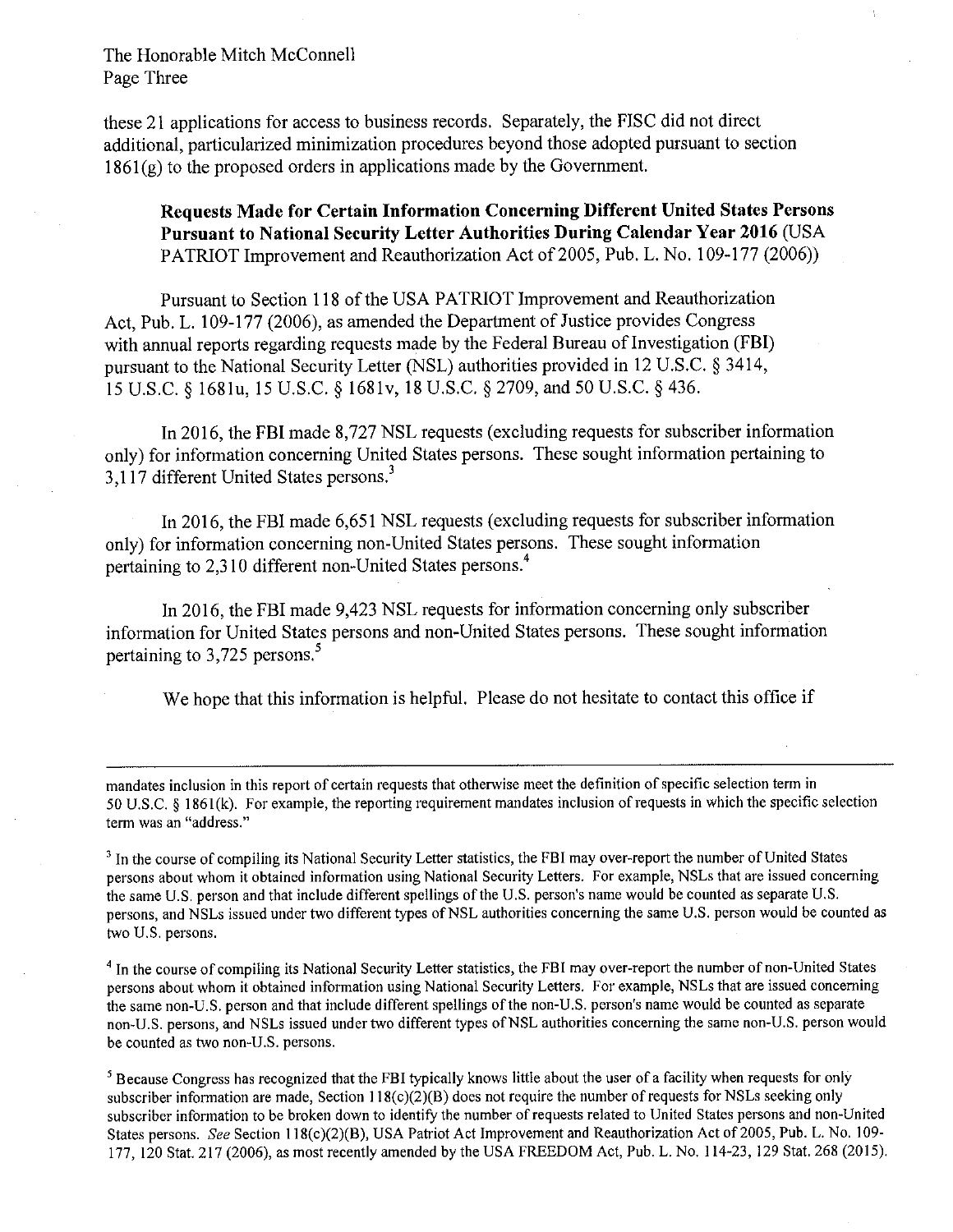these 21 applications for access to business records. Separately, the FISC did not direct additional, particularized minimization procedures beyond those adopted pursuant to section 1861(g) to the proposed orders in applications made by the Government.

**Requests Made for Certain Information Concerning Different United States Persons Pursuant to National Security Letter Authorities During Calendar Year 2016** (USA PATRIOT Improvement and Reauthorization Act of 2005, Pub. L. No. 109-177 (2006))

Pursuant to Section 118 of the USA PATRIOT Improvement and Reauthorization Act, Pub. L. 109-177 (2006), as amended the Department of Justice provides Congress with annual reports regarding requests made by the Federal Bureau of Investigation (FBI) pursuant to the National Security Letter (NSL) authorities provided in 12 U.S.C. § 3414, 15 U.S.C. § 1681u, 15 U.S.C. § 1681v, 18 U.S.C. § 2709, and 50 U.S.C. § 436.

In 2016, the FBI made 8,727 NSL requests (excluding requests for subscriber information only) for information concerning United States persons. These sought information pertaining to 3,117 different United States persons.[3]

In 2016, the FBI made 6,651 NSL requests (excluding requests for subscriber information only) for information concerning non-United States persons. These sought information pertaining to 2,310 different non-United States persons.[4]

In 2016, the FBI made 9,423 NSL requests for information concerning only subscriber information for United States persons and non-United States persons. These sought information pertaining to 3,725 persons.[5]

We hope that this information is helpful. Please do not hesitate to contact this office if

---

mandates inclusion in this report of certain requests that otherwise meet the definition of specific selection term in 50 U.S.C. § 1861(k). For example, the reporting requirement mandates inclusion of requests in which the specific selection term was an "address."

[3] In the course of compiling its National Security Letter statistics, the FBI may over-report the number of United States persons about whom it obtained information using National Security Letters. For example, NSLs that are issued concerning the same U.S. person and that include different spellings of the U.S. person's name would be counted as separate U.S. persons, and NSLs issued under two different types of NSL authorities concerning the same U.S. person would be counted as two U.S. persons.

[4] In the course of compiling its National Security Letter statistics, the FBI may over-report the number of non-United States persons about whom it obtained information using National Security Letters. For example, NSLs that are issued concerning the same non-U.S. person and that include different spellings of the non-U.S. person's name would be counted as separate non-U.S. persons, and NSLs issued under two different types of NSL authorities concerning the same non-U.S. person would be counted as two non-U.S. persons.

[5] Because Congress has recognized that the FBI typically knows little about the user of a facility when requests for only subscriber information are made, Section 118(c)(2)(B) does not require the number of requests for NSLs seeking only subscriber information to be broken down to identify the number of requests related to United States persons and non-United States persons. *See* Section 118(c)(2)(B), USA Patriot Act Improvement and Reauthorization Act of 2005, Pub. L. No. 109-177, 120 Stat. 217 (2006), as most recently amended by the USA FREEDOM Act, Pub. L. No. 114-23, 129 Stat. 268 (2015).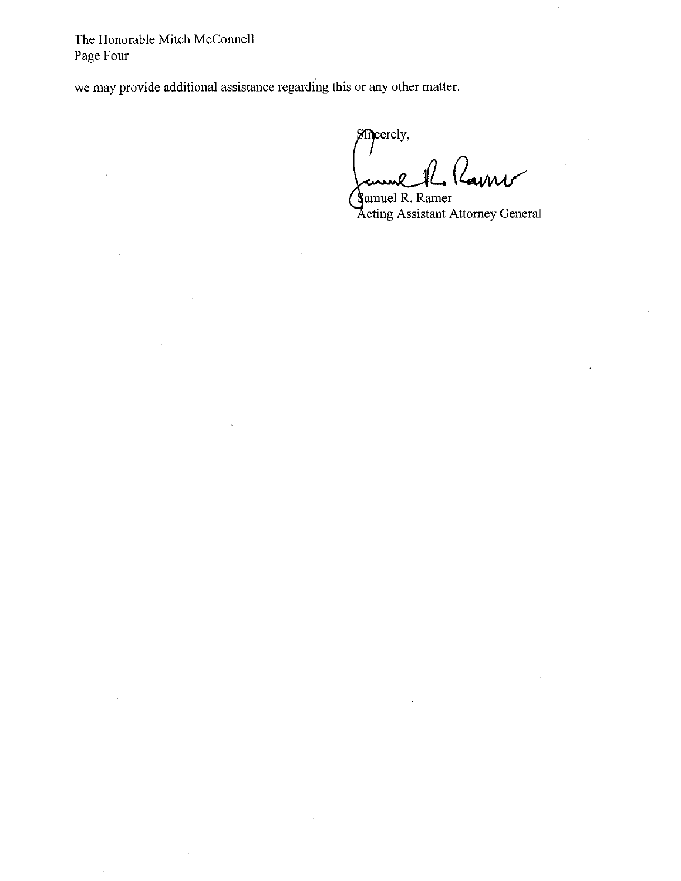we may provide additional assistance regarding this or any other matter.

Sincerely,

Samuel R. Ramer
Acting Assistant Attorney General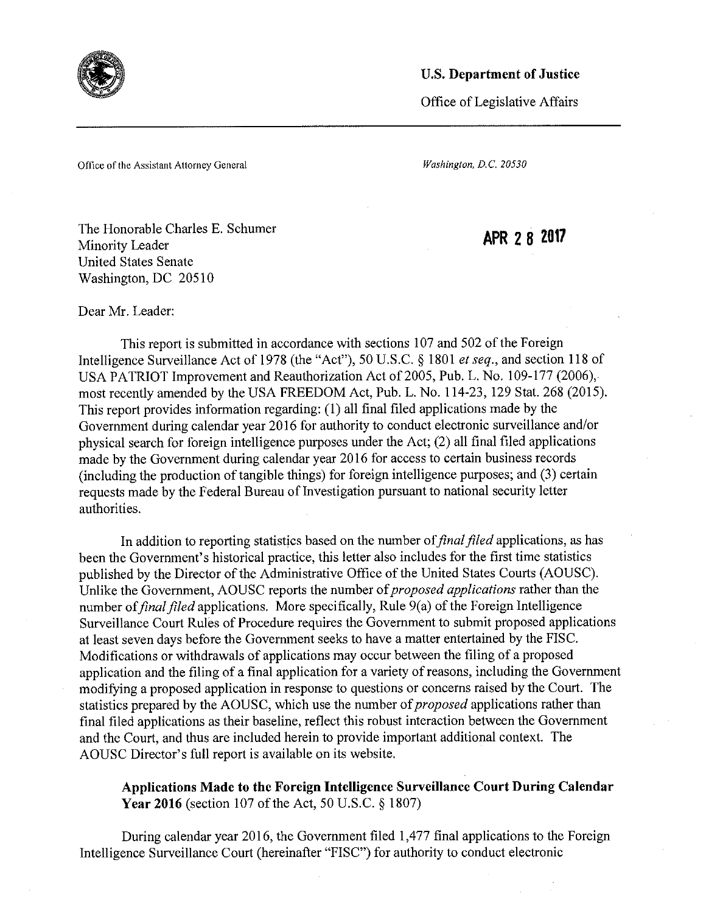**U.S. Department of Justice**

Office of Legislative Affairs

Office of the Assistant Attorney General

*Washington, D.C. 20530*

**APR 28 2017**

The Honorable Charles E. Schumer
Minority Leader
United States Senate
Washington, DC 20510

Dear Mr. Leader:

This report is submitted in accordance with sections 107 and 502 of the Foreign Intelligence Surveillance Act of 1978 (the "Act"), 50 U.S.C. § 1801 *et seq.*, and section 118 of USA PATRIOT Improvement and Reauthorization Act of 2005, Pub. L. No. 109-177 (2006), most recently amended by the USA FREEDOM Act, Pub. L. No. 114-23, 129 Stat. 268 (2015). This report provides information regarding: (1) all final filed applications made by the Government during calendar year 2016 for authority to conduct electronic surveillance and/or physical search for foreign intelligence purposes under the Act; (2) all final filed applications made by the Government during calendar year 2016 for access to certain business records (including the production of tangible things) for foreign intelligence purposes; and (3) certain requests made by the Federal Bureau of Investigation pursuant to national security letter authorities.

In addition to reporting statistics based on the number of *final filed* applications, as has been the Government's historical practice, this letter also includes for the first time statistics published by the Director of the Administrative Office of the United States Courts (AOUSC). Unlike the Government, AOUSC reports the number of *proposed applications* rather than the number of *final filed* applications. More specifically, Rule 9(a) of the Foreign Intelligence Surveillance Court Rules of Procedure requires the Government to submit proposed applications at least seven days before the Government seeks to have a matter entertained by the FISC. Modifications or withdrawals of applications may occur between the filing of a proposed application and the filing of a final application for a variety of reasons, including the Government modifying a proposed application in response to questions or concerns raised by the Court. The statistics prepared by the AOUSC, which use the number of *proposed* applications rather than final filed applications as their baseline, reflect this robust interaction between the Government and the Court, and thus are included herein to provide important additional context. The AOUSC Director's full report is available on its website.

**Applications Made to the Foreign Intelligence Surveillance Court During Calendar Year 2016** (section 107 of the Act, 50 U.S.C. § 1807)

During calendar year 2016, the Government filed 1,477 final applications to the Foreign Intelligence Surveillance Court (hereinafter "FISC") for authority to conduct electronic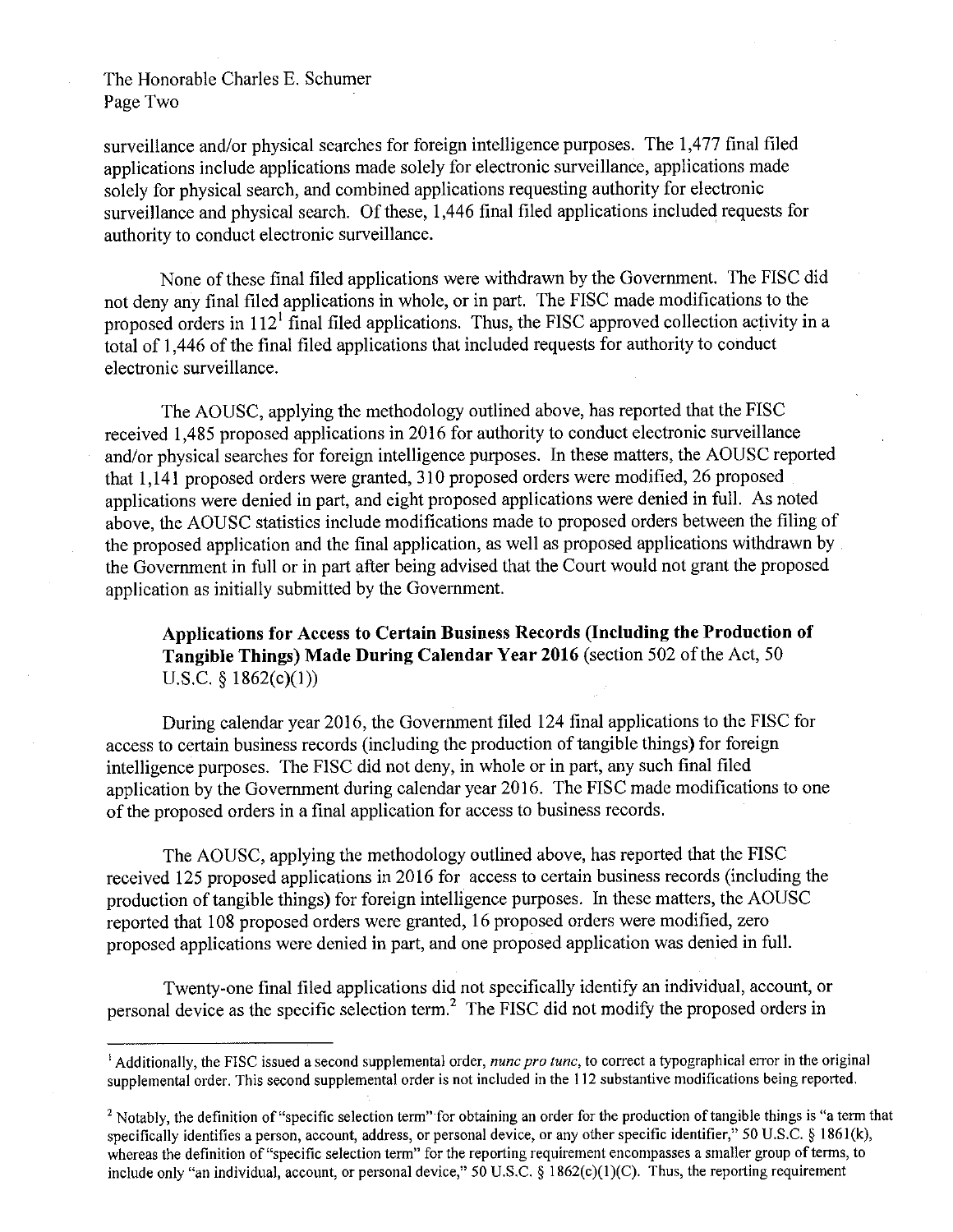The Honorable Charles E. Schumer
Page Two

surveillance and/or physical searches for foreign intelligence purposes. The 1,477 final filed applications include applications made solely for electronic surveillance, applications made solely for physical search, and combined applications requesting authority for electronic surveillance and physical search. Of these, 1,446 final filed applications included requests for authority to conduct electronic surveillance.

None of these final filed applications were withdrawn by the Government. The FISC did not deny any final filed applications in whole, or in part. The FISC made modifications to the proposed orders in 112[1] final filed applications. Thus, the FISC approved collection activity in a total of 1,446 of the final filed applications that included requests for authority to conduct electronic surveillance.

The AOUSC, applying the methodology outlined above, has reported that the FISC received 1,485 proposed applications in 2016 for authority to conduct electronic surveillance and/or physical searches for foreign intelligence purposes. In these matters, the AOUSC reported that 1,141 proposed orders were granted, 310 proposed orders were modified, 26 proposed applications were denied in part, and eight proposed applications were denied in full. As noted above, the AOUSC statistics include modifications made to proposed orders between the filing of the proposed application and the final application, as well as proposed applications withdrawn by the Government in full or in part after being advised that the Court would not grant the proposed application as initially submitted by the Government.

**Applications for Access to Certain Business Records (Including the Production of Tangible Things) Made During Calendar Year 2016** (section 502 of the Act, 50 U.S.C. § 1862(c)(1))

During calendar year 2016, the Government filed 124 final applications to the FISC for access to certain business records (including the production of tangible things) for foreign intelligence purposes. The FISC did not deny, in whole or in part, any such final filed application by the Government during calendar year 2016. The FISC made modifications to one of the proposed orders in a final application for access to business records.

The AOUSC, applying the methodology outlined above, has reported that the FISC received 125 proposed applications in 2016 for access to certain business records (including the production of tangible things) for foreign intelligence purposes. In these matters, the AOUSC reported that 108 proposed orders were granted, 16 proposed orders were modified, zero proposed applications were denied in part, and one proposed application was denied in full.

Twenty-one final filed applications did not specifically identify an individual, account, or personal device as the specific selection term.[2] The FISC did not modify the proposed orders in

---

[1] Additionally, the FISC issued a second supplemental order, *nunc pro tunc*, to correct a typographical error in the original supplemental order. This second supplemental order is not included in the 112 substantive modifications being reported.

[2] Notably, the definition of "specific selection term" for obtaining an order for the production of tangible things is "a term that specifically identifies a person, account, address, or personal device, or any other specific identifier," 50 U.S.C. § 1861(k), whereas the definition of "specific selection term" for the reporting requirement encompasses a smaller group of terms, to include only "an individual, account, or personal device," 50 U.S.C. § 1862(c)(1)(C). Thus, the reporting requirement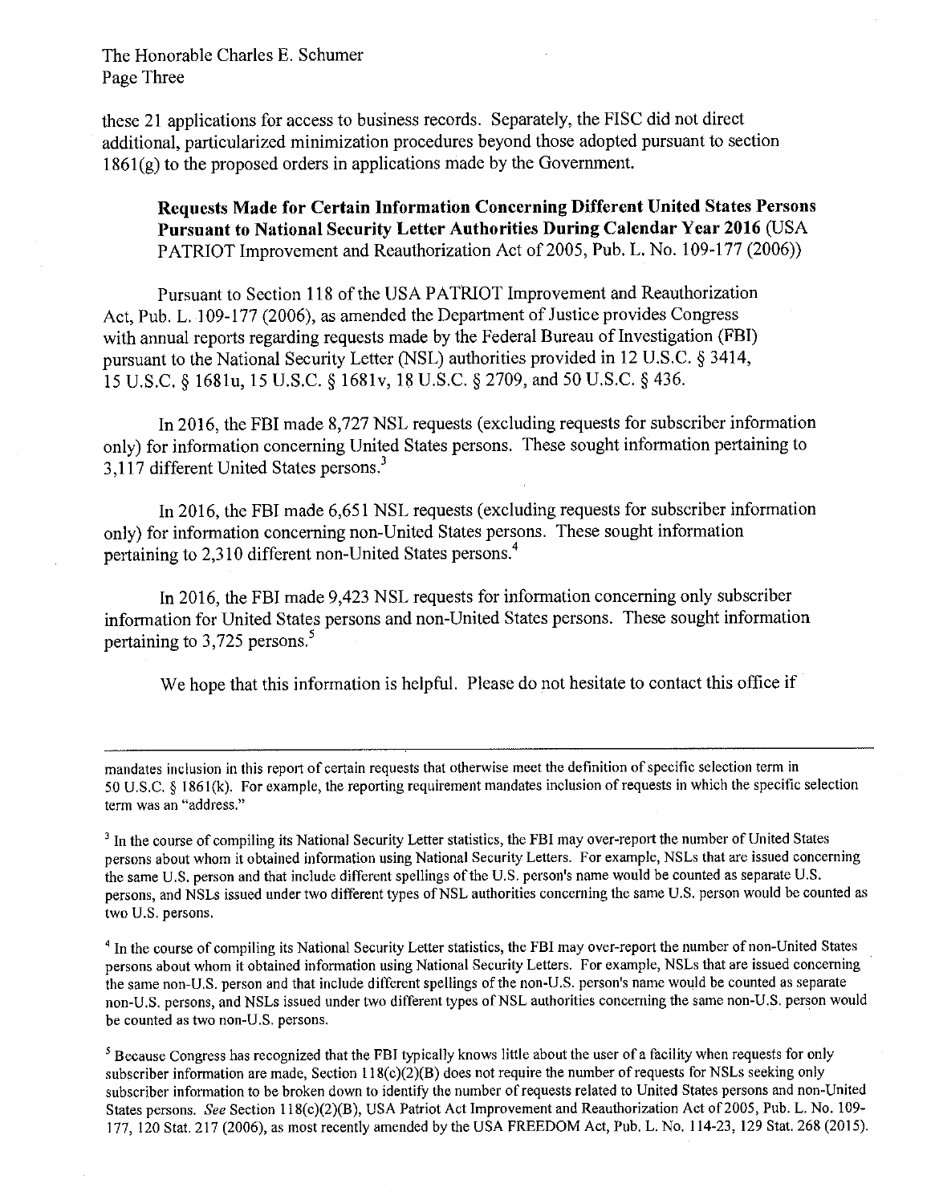these 21 applications for access to business records. Separately, the FISC did not direct additional, particularized minimization procedures beyond those adopted pursuant to section 1861(g) to the proposed orders in applications made by the Government.

**Requests Made for Certain Information Concerning Different United States Persons Pursuant to National Security Letter Authorities During Calendar Year 2016** (USA PATRIOT Improvement and Reauthorization Act of 2005, Pub. L. No. 109-177 (2006))

Pursuant to Section 118 of the USA PATRIOT Improvement and Reauthorization Act, Pub. L. 109-177 (2006), as amended the Department of Justice provides Congress with annual reports regarding requests made by the Federal Bureau of Investigation (FBI) pursuant to the National Security Letter (NSL) authorities provided in 12 U.S.C. § 3414, 15 U.S.C. § 1681u, 15 U.S.C. § 1681v, 18 U.S.C. § 2709, and 50 U.S.C. § 436.

In 2016, the FBI made 8,727 NSL requests (excluding requests for subscriber information only) for information concerning United States persons. These sought information pertaining to 3,117 different United States persons.[3]

In 2016, the FBI made 6,651 NSL requests (excluding requests for subscriber information only) for information concerning non-United States persons. These sought information pertaining to 2,310 different non-United States persons.[4]

In 2016, the FBI made 9,423 NSL requests for information concerning only subscriber information for United States persons and non-United States persons. These sought information pertaining to 3,725 persons.[5]

We hope that this information is helpful. Please do not hesitate to contact this office if

---

mandates inclusion in this report of certain requests that otherwise meet the definition of specific selection term in 50 U.S.C. § 1861(k). For example, the reporting requirement mandates inclusion of requests in which the specific selection term was an "address."

[3] In the course of compiling its National Security Letter statistics, the FBI may over-report the number of United States persons about whom it obtained information using National Security Letters. For example, NSLs that are issued concerning the same U.S. person and that include different spellings of the U.S. person's name would be counted as separate U.S. persons, and NSLs issued under two different types of NSL authorities concerning the same U.S. person would be counted as two U.S. persons.

[4] In the course of compiling its National Security Letter statistics, the FBI may over-report the number of non-United States persons about whom it obtained information using National Security Letters. For example, NSLs that are issued concerning the same non-U.S. person and that include different spellings of the non-U.S. person's name would be counted as separate non-U.S. persons, and NSLs issued under two different types of NSL authorities concerning the same non-U.S. person would be counted as two non-U.S. persons.

[5] Because Congress has recognized that the FBI typically knows little about the user of a facility when requests for only subscriber information are made, Section 118(c)(2)(B) does not require the number of requests for NSLs seeking only subscriber information to be broken down to identify the number of requests related to United States persons and non-United States persons. *See* Section 118(c)(2)(B), USA Patriot Act Improvement and Reauthorization Act of 2005, Pub. L. No. 109-177, 120 Stat. 217 (2006), as most recently amended by the USA FREEDOM Act, Pub. L. No. 114-23, 129 Stat. 268 (2015).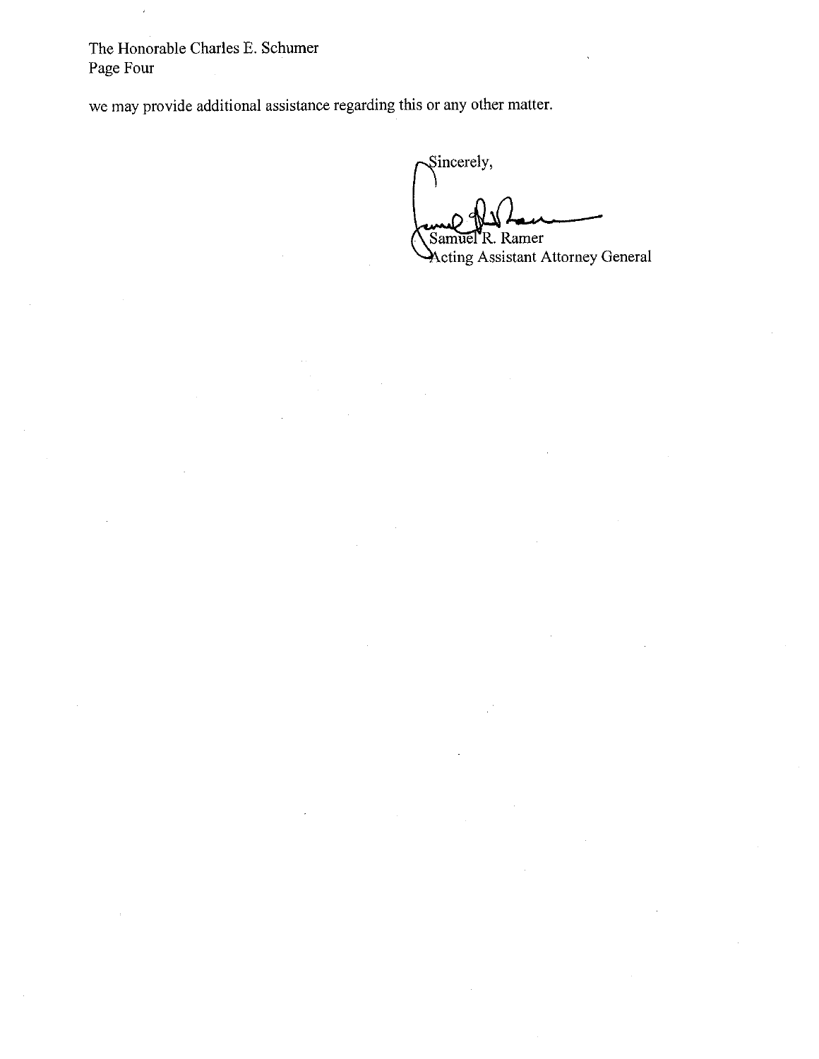we may provide additional assistance regarding this or any other matter.

Sincerely,

Samuel R. Ramer
Acting Assistant Attorney General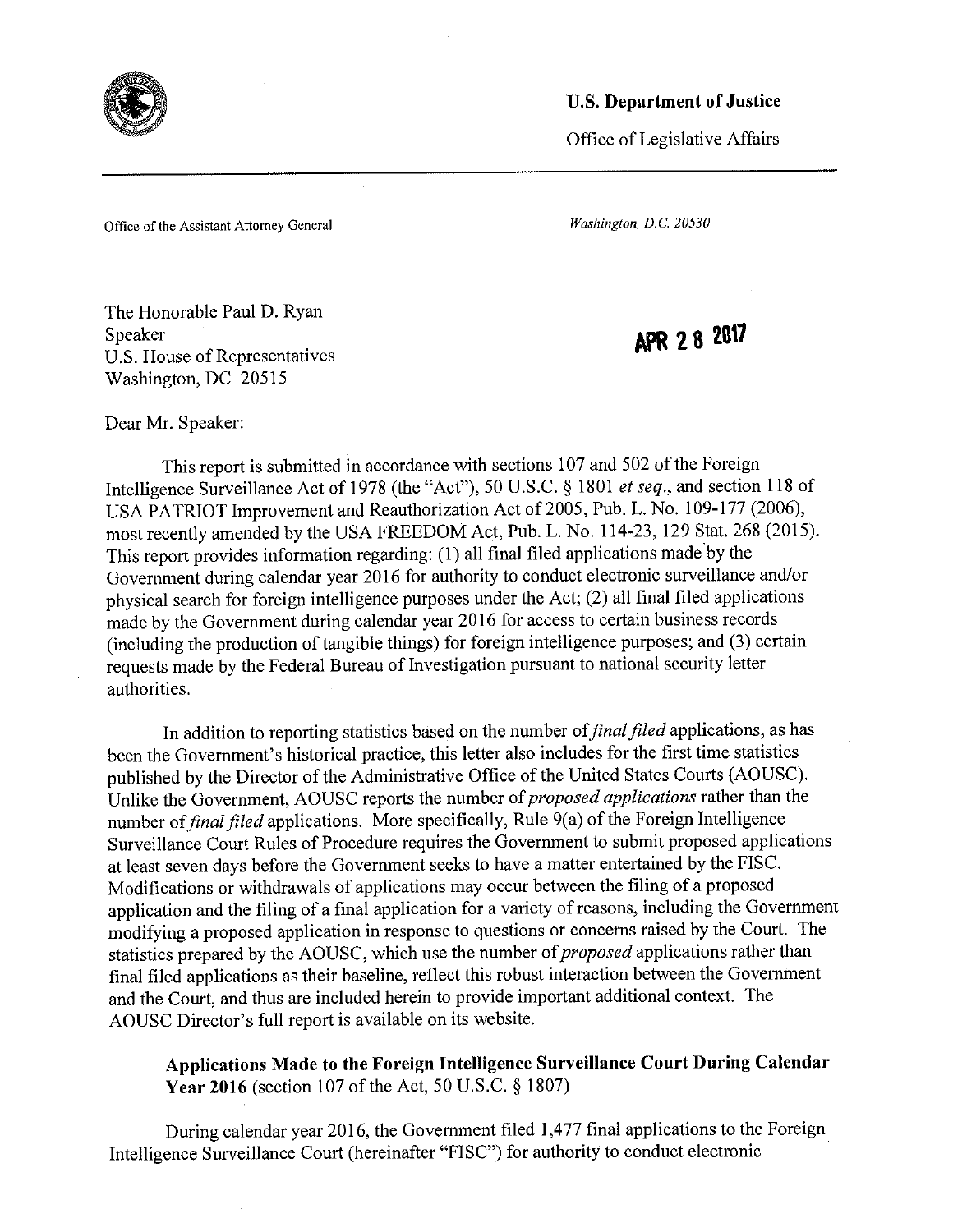**U.S. Department of Justice**

Office of Legislative Affairs

Office of the Assistant Attorney General

*Washington, D.C. 20530*

The Honorable Paul D. Ryan
Speaker
U.S. House of Representatives
Washington, DC 20515

**APR 28 2017**

Dear Mr. Speaker:

This report is submitted in accordance with sections 107 and 502 of the Foreign Intelligence Surveillance Act of 1978 (the "Act"), 50 U.S.C. § 1801 *et seq.*, and section 118 of USA PATRIOT Improvement and Reauthorization Act of 2005, Pub. L. No. 109-177 (2006), most recently amended by the USA FREEDOM Act, Pub. L. No. 114-23, 129 Stat. 268 (2015). This report provides information regarding: (1) all final filed applications made by the Government during calendar year 2016 for authority to conduct electronic surveillance and/or physical search for foreign intelligence purposes under the Act; (2) all final filed applications made by the Government during calendar year 2016 for access to certain business records (including the production of tangible things) for foreign intelligence purposes; and (3) certain requests made by the Federal Bureau of Investigation pursuant to national security letter authorities.

In addition to reporting statistics based on the number of *final filed* applications, as has been the Government's historical practice, this letter also includes for the first time statistics published by the Director of the Administrative Office of the United States Courts (AOUSC). Unlike the Government, AOUSC reports the number of *proposed applications* rather than the number of *final filed* applications. More specifically, Rule 9(a) of the Foreign Intelligence Surveillance Court Rules of Procedure requires the Government to submit proposed applications at least seven days before the Government seeks to have a matter entertained by the FISC. Modifications or withdrawals of applications may occur between the filing of a proposed application and the filing of a final application for a variety of reasons, including the Government modifying a proposed application in response to questions or concerns raised by the Court. The statistics prepared by the AOUSC, which use the number of *proposed* applications rather than final filed applications as their baseline, reflect this robust interaction between the Government and the Court, and thus are included herein to provide important additional context. The AOUSC Director's full report is available on its website.

**Applications Made to the Foreign Intelligence Surveillance Court During Calendar Year 2016** (section 107 of the Act, 50 U.S.C. § 1807)

During calendar year 2016, the Government filed 1,477 final applications to the Foreign Intelligence Surveillance Court (hereinafter "FISC") for authority to conduct electronic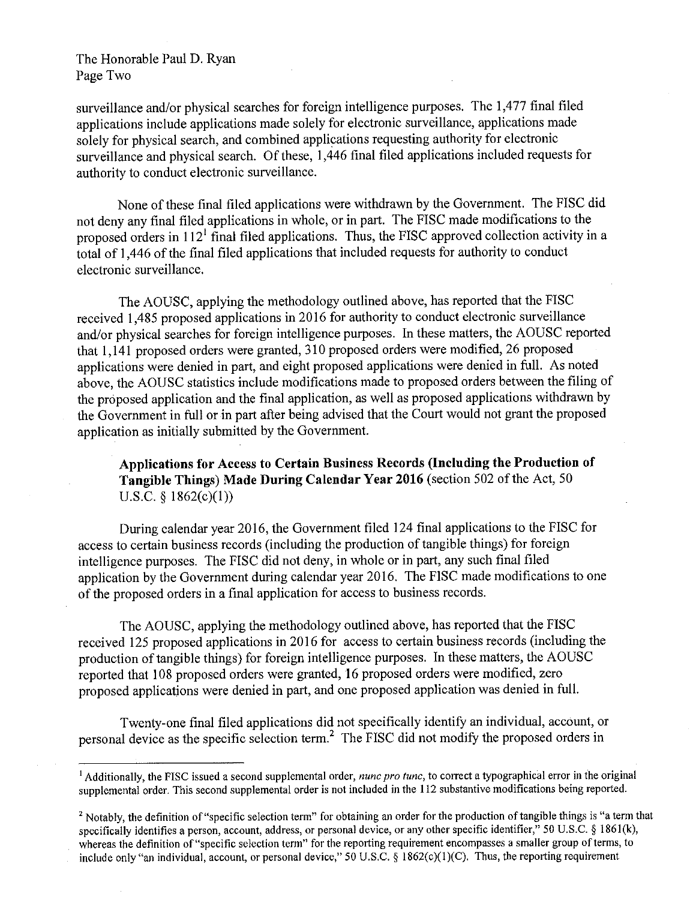surveillance and/or physical searches for foreign intelligence purposes. The 1,477 final filed applications include applications made solely for electronic surveillance, applications made solely for physical search, and combined applications requesting authority for electronic surveillance and physical search. Of these, 1,446 final filed applications included requests for authority to conduct electronic surveillance.

None of these final filed applications were withdrawn by the Government. The FISC did not deny any final filed applications in whole, or in part. The FISC made modifications to the proposed orders in 112[1] final filed applications. Thus, the FISC approved collection activity in a total of 1,446 of the final filed applications that included requests for authority to conduct electronic surveillance.

The AOUSC, applying the methodology outlined above, has reported that the FISC received 1,485 proposed applications in 2016 for authority to conduct electronic surveillance and/or physical searches for foreign intelligence purposes. In these matters, the AOUSC reported that 1,141 proposed orders were granted, 310 proposed orders were modified, 26 proposed applications were denied in part, and eight proposed applications were denied in full. As noted above, the AOUSC statistics include modifications made to proposed orders between the filing of the proposed application and the final application, as well as proposed applications withdrawn by the Government in full or in part after being advised that the Court would not grant the proposed application as initially submitted by the Government.

**Applications for Access to Certain Business Records (Including the Production of Tangible Things) Made During Calendar Year 2016** (section 502 of the Act, 50 U.S.C. § 1862(c)(1))

During calendar year 2016, the Government filed 124 final applications to the FISC for access to certain business records (including the production of tangible things) for foreign intelligence purposes. The FISC did not deny, in whole or in part, any such final filed application by the Government during calendar year 2016. The FISC made modifications to one of the proposed orders in a final application for access to business records.

The AOUSC, applying the methodology outlined above, has reported that the FISC received 125 proposed applications in 2016 for access to certain business records (including the production of tangible things) for foreign intelligence purposes. In these matters, the AOUSC reported that 108 proposed orders were granted, 16 proposed orders were modified, zero proposed applications were denied in part, and one proposed application was denied in full.

Twenty-one final filed applications did not specifically identify an individual, account, or personal device as the specific selection term.[2] The FISC did not modify the proposed orders in

---

[1] Additionally, the FISC issued a second supplemental order, *nunc pro tunc*, to correct a typographical error in the original supplemental order. This second supplemental order is not included in the 112 substantive modifications being reported.

[2] Notably, the definition of "specific selection term" for obtaining an order for the production of tangible things is "a term that specifically identifies a person, account, address, or personal device, or any other specific identifier," 50 U.S.C. § 1861(k), whereas the definition of "specific selection term" for the reporting requirement encompasses a smaller group of terms, to include only "an individual, account, or personal device," 50 U.S.C. § 1862(c)(1)(C). Thus, the reporting requirement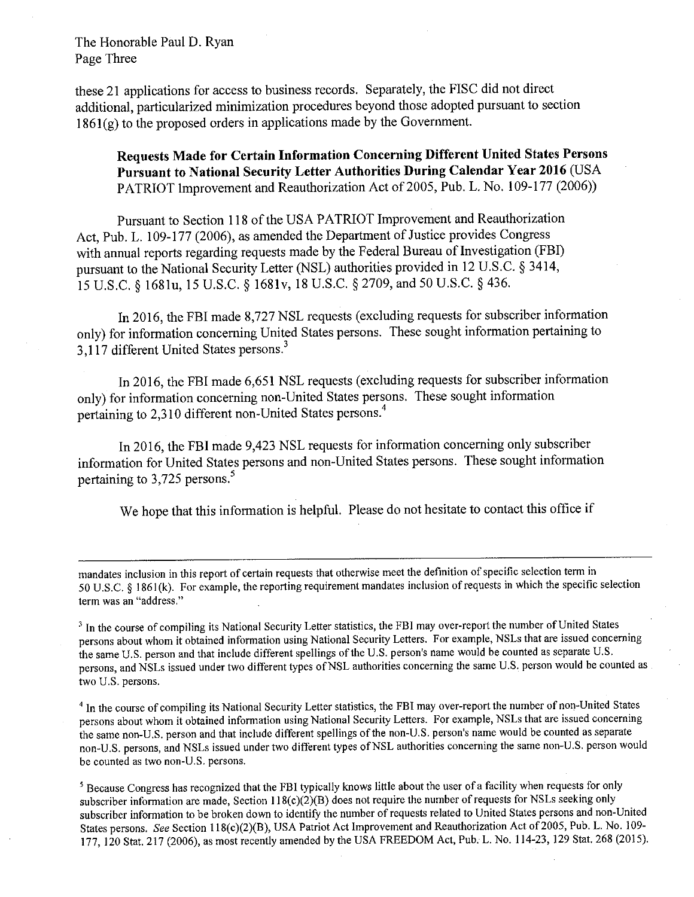these 21 applications for access to business records. Separately, the FISC did not direct additional, particularized minimization procedures beyond those adopted pursuant to section 1861(g) to the proposed orders in applications made by the Government.

**Requests Made for Certain Information Concerning Different United States Persons Pursuant to National Security Letter Authorities During Calendar Year 2016** (USA PATRIOT Improvement and Reauthorization Act of 2005, Pub. L. No. 109-177 (2006))

Pursuant to Section 118 of the USA PATRIOT Improvement and Reauthorization Act, Pub. L. 109-177 (2006), as amended the Department of Justice provides Congress with annual reports regarding requests made by the Federal Bureau of Investigation (FBI) pursuant to the National Security Letter (NSL) authorities provided in 12 U.S.C. § 3414, 15 U.S.C. § 1681u, 15 U.S.C. § 1681v, 18 U.S.C. § 2709, and 50 U.S.C. § 436.

In 2016, the FBI made 8,727 NSL requests (excluding requests for subscriber information only) for information concerning United States persons. These sought information pertaining to 3,117 different United States persons.[3]

In 2016, the FBI made 6,651 NSL requests (excluding requests for subscriber information only) for information concerning non-United States persons. These sought information pertaining to 2,310 different non-United States persons.[4]

In 2016, the FBI made 9,423 NSL requests for information concerning only subscriber information for United States persons and non-United States persons. These sought information pertaining to 3,725 persons.[5]

We hope that this information is helpful. Please do not hesitate to contact this office if

---

mandates inclusion in this report of certain requests that otherwise meet the definition of specific selection term in 50 U.S.C. § 1861(k). For example, the reporting requirement mandates inclusion of requests in which the specific selection term was an "address."

[3] In the course of compiling its National Security Letter statistics, the FBI may over-report the number of United States persons about whom it obtained information using National Security Letters. For example, NSLs that are issued concerning the same U.S. person and that include different spellings of the U.S. person's name would be counted as separate U.S. persons, and NSLs issued under two different types of NSL authorities concerning the same U.S. person would be counted as two U.S. persons.

[4] In the course of compiling its National Security Letter statistics, the FBI may over-report the number of non-United States persons about whom it obtained information using National Security Letters. For example, NSLs that are issued concerning the same non-U.S. person and that include different spellings of the non-U.S. person's name would be counted as separate non-U.S. persons, and NSLs issued under two different types of NSL authorities concerning the same non-U.S. person would be counted as two non-U.S. persons.

[5] Because Congress has recognized that the FBI typically knows little about the user of a facility when requests for only subscriber information are made, Section 118(c)(2)(B) does not require the number of requests for NSLs seeking only subscriber information to be broken down to identify the number of requests related to United States persons and non-United States persons. *See* Section 118(c)(2)(B), USA Patriot Act Improvement and Reauthorization Act of 2005, Pub. L. No. 109-177, 120 Stat. 217 (2006), as most recently amended by the USA FREEDOM Act, Pub. L. No. 114-23, 129 Stat. 268 (2015).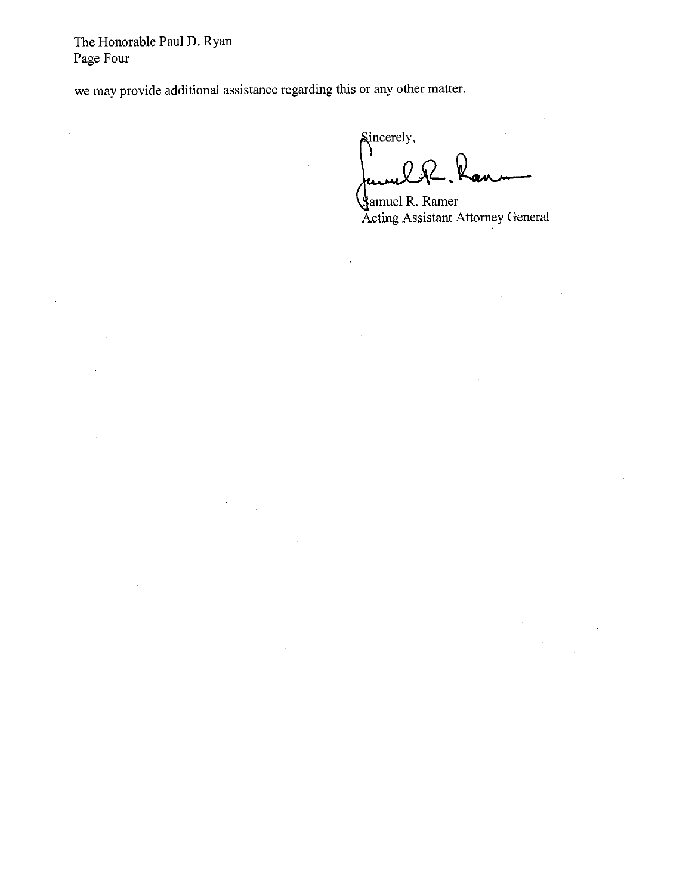we may provide additional assistance regarding this or any other matter.

Sincerely,

Samuel R. Ramer
Acting Assistant Attorney General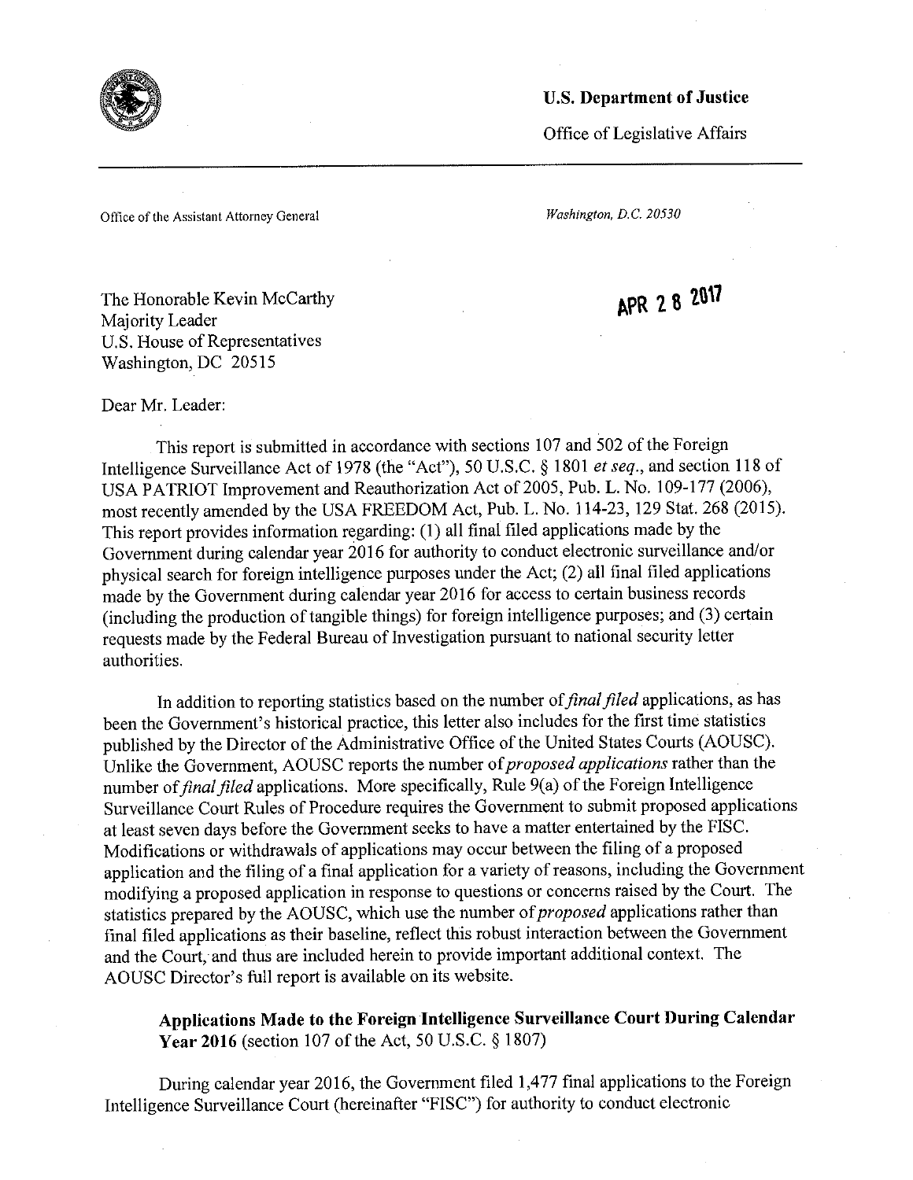**U.S. Department of Justice**

Office of Legislative Affairs

Office of the Assistant Attorney General

*Washington, D.C. 20530*

APR 28 2017

The Honorable Kevin McCarthy
Majority Leader
U.S. House of Representatives
Washington, DC 20515

Dear Mr. Leader:

This report is submitted in accordance with sections 107 and 502 of the Foreign Intelligence Surveillance Act of 1978 (the "Act"), 50 U.S.C. § 1801 *et seq.*, and section 118 of USA PATRIOT Improvement and Reauthorization Act of 2005, Pub. L. No. 109-177 (2006), most recently amended by the USA FREEDOM Act, Pub. L. No. 114-23, 129 Stat. 268 (2015). This report provides information regarding: (1) all final filed applications made by the Government during calendar year 2016 for authority to conduct electronic surveillance and/or physical search for foreign intelligence purposes under the Act; (2) all final filed applications made by the Government during calendar year 2016 for access to certain business records (including the production of tangible things) for foreign intelligence purposes; and (3) certain requests made by the Federal Bureau of Investigation pursuant to national security letter authorities.

In addition to reporting statistics based on the number of *final filed* applications, as has been the Government's historical practice, this letter also includes for the first time statistics published by the Director of the Administrative Office of the United States Courts (AOUSC). Unlike the Government, AOUSC reports the number of *proposed applications* rather than the number of *final filed* applications. More specifically, Rule 9(a) of the Foreign Intelligence Surveillance Court Rules of Procedure requires the Government to submit proposed applications at least seven days before the Government seeks to have a matter entertained by the FISC. Modifications or withdrawals of applications may occur between the filing of a proposed application and the filing of a final application for a variety of reasons, including the Government modifying a proposed application in response to questions or concerns raised by the Court. The statistics prepared by the AOUSC, which use the number of *proposed* applications rather than final filed applications as their baseline, reflect this robust interaction between the Government and the Court, and thus are included herein to provide important additional context. The AOUSC Director's full report is available on its website.

**Applications Made to the Foreign Intelligence Surveillance Court During Calendar Year 2016** (section 107 of the Act, 50 U.S.C. § 1807)

During calendar year 2016, the Government filed 1,477 final applications to the Foreign Intelligence Surveillance Court (hereinafter "FISC") for authority to conduct electronic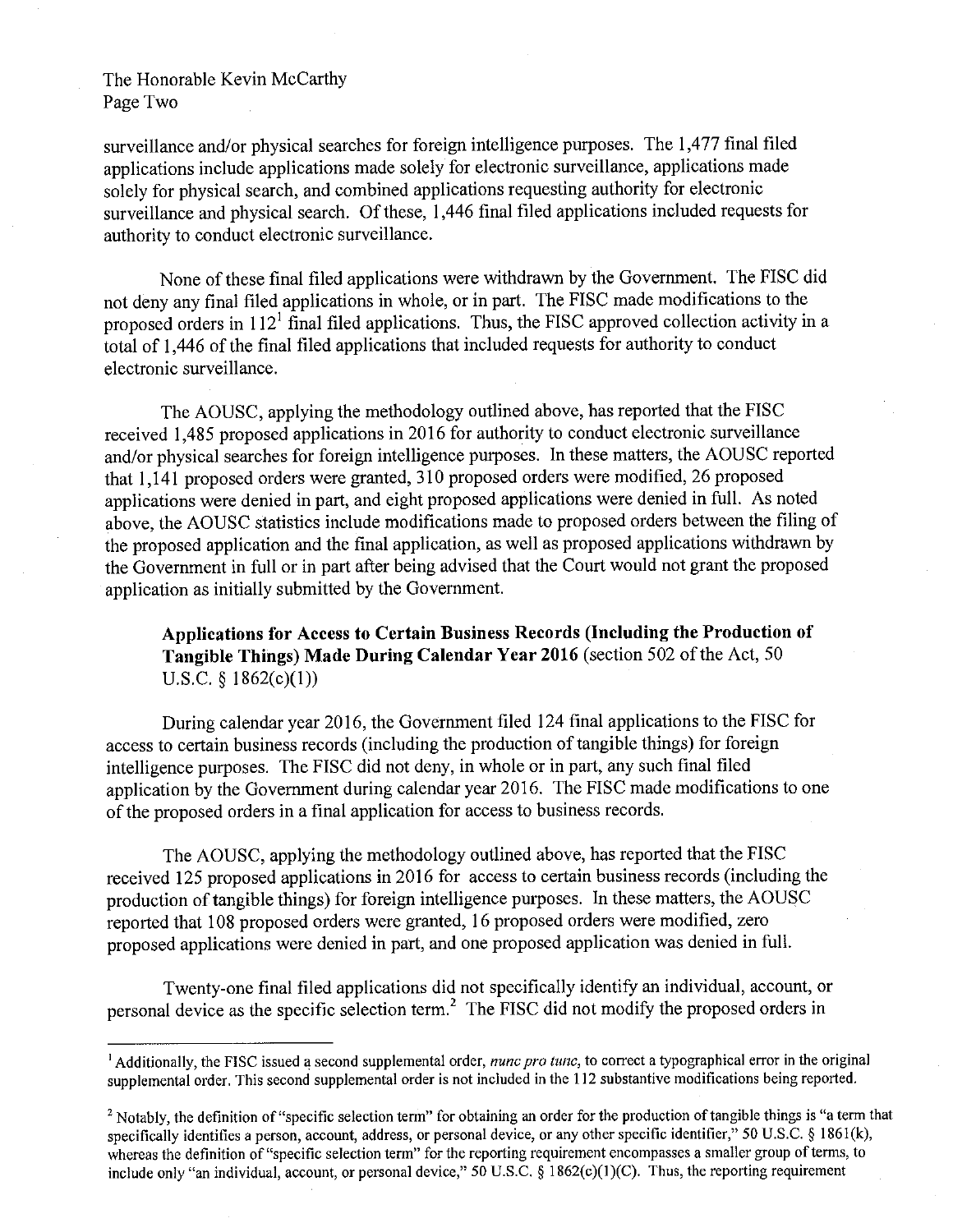surveillance and/or physical searches for foreign intelligence purposes. The 1,477 final filed applications include applications made solely for electronic surveillance, applications made solely for physical search, and combined applications requesting authority for electronic surveillance and physical search. Of these, 1,446 final filed applications included requests for authority to conduct electronic surveillance.

None of these final filed applications were withdrawn by the Government. The FISC did not deny any final filed applications in whole, or in part. The FISC made modifications to the proposed orders in 112[1] final filed applications. Thus, the FISC approved collection activity in a total of 1,446 of the final filed applications that included requests for authority to conduct electronic surveillance.

The AOUSC, applying the methodology outlined above, has reported that the FISC received 1,485 proposed applications in 2016 for authority to conduct electronic surveillance and/or physical searches for foreign intelligence purposes. In these matters, the AOUSC reported that 1,141 proposed orders were granted, 310 proposed orders were modified, 26 proposed applications were denied in part, and eight proposed applications were denied in full. As noted above, the AOUSC statistics include modifications made to proposed orders between the filing of the proposed application and the final application, as well as proposed applications withdrawn by the Government in full or in part after being advised that the Court would not grant the proposed application as initially submitted by the Government.

**Applications for Access to Certain Business Records (Including the Production of Tangible Things) Made During Calendar Year 2016** (section 502 of the Act, 50 U.S.C. § 1862(c)(1))

During calendar year 2016, the Government filed 124 final applications to the FISC for access to certain business records (including the production of tangible things) for foreign intelligence purposes. The FISC did not deny, in whole or in part, any such final filed application by the Government during calendar year 2016. The FISC made modifications to one of the proposed orders in a final application for access to business records.

The AOUSC, applying the methodology outlined above, has reported that the FISC received 125 proposed applications in 2016 for access to certain business records (including the production of tangible things) for foreign intelligence purposes. In these matters, the AOUSC reported that 108 proposed orders were granted, 16 proposed orders were modified, zero proposed applications were denied in part, and one proposed application was denied in full.

Twenty-one final filed applications did not specifically identify an individual, account, or personal device as the specific selection term.[2] The FISC did not modify the proposed orders in

---

[1] Additionally, the FISC issued a second supplemental order, *nunc pro tunc*, to correct a typographical error in the original supplemental order. This second supplemental order is not included in the 112 substantive modifications being reported.

[2] Notably, the definition of "specific selection term" for obtaining an order for the production of tangible things is "a term that specifically identifies a person, account, address, or personal device, or any other specific identifier," 50 U.S.C. § 1861(k), whereas the definition of "specific selection term" for the reporting requirement encompasses a smaller group of terms, to include only "an individual, account, or personal device," 50 U.S.C. § 1862(c)(1)(C). Thus, the reporting requirement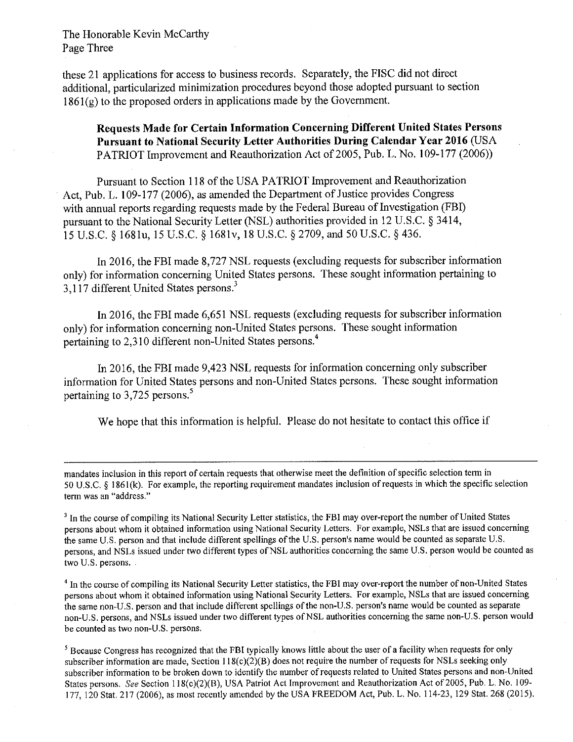these 21 applications for access to business records. Separately, the FISC did not direct additional, particularized minimization procedures beyond those adopted pursuant to section 1861(g) to the proposed orders in applications made by the Government.

**Requests Made for Certain Information Concerning Different United States Persons Pursuant to National Security Letter Authorities During Calendar Year 2016** (USA PATRIOT Improvement and Reauthorization Act of 2005, Pub. L. No. 109-177 (2006))

Pursuant to Section 118 of the USA PATRIOT Improvement and Reauthorization Act, Pub. L. 109-177 (2006), as amended the Department of Justice provides Congress with annual reports regarding requests made by the Federal Bureau of Investigation (FBI) pursuant to the National Security Letter (NSL) authorities provided in 12 U.S.C. § 3414, 15 U.S.C. § 1681u, 15 U.S.C. § 1681v, 18 U.S.C. § 2709, and 50 U.S.C. § 436.

In 2016, the FBI made 8,727 NSL requests (excluding requests for subscriber information only) for information concerning United States persons. These sought information pertaining to 3,117 different United States persons.[3]

In 2016, the FBI made 6,651 NSL requests (excluding requests for subscriber information only) for information concerning non-United States persons. These sought information pertaining to 2,310 different non-United States persons.[4]

In 2016, the FBI made 9,423 NSL requests for information concerning only subscriber information for United States persons and non-United States persons. These sought information pertaining to 3,725 persons.[5]

We hope that this information is helpful. Please do not hesitate to contact this office if

---

mandates inclusion in this report of certain requests that otherwise meet the definition of specific selection term in 50 U.S.C. § 1861(k). For example, the reporting requirement mandates inclusion of requests in which the specific selection term was an "address."

[3] In the course of compiling its National Security Letter statistics, the FBI may over-report the number of United States persons about whom it obtained information using National Security Letters. For example, NSLs that are issued concerning the same U.S. person and that include different spellings of the U.S. person's name would be counted as separate U.S. persons, and NSLs issued under two different types of NSL authorities concerning the same U.S. person would be counted as two U.S. persons.

[4] In the course of compiling its National Security Letter statistics, the FBI may over-report the number of non-United States persons about whom it obtained information using National Security Letters. For example, NSLs that are issued concerning the same non-U.S. person and that include different spellings of the non-U.S. person's name would be counted as separate non-U.S. persons, and NSLs issued under two different types of NSL authorities concerning the same non-U.S. person would be counted as two non-U.S. persons.

[5] Because Congress has recognized that the FBI typically knows little about the user of a facility when requests for only subscriber information are made, Section 118(c)(2)(B) does not require the number of requests for NSLs seeking only subscriber information to be broken down to identify the number of requests related to United States persons and non-United States persons. *See* Section 118(c)(2)(B), USA Patriot Act Improvement and Reauthorization Act of 2005, Pub. L. No. 109-177, 120 Stat. 217 (2006), as most recently amended by the USA FREEDOM Act, Pub. L. No. 114-23, 129 Stat. 268 (2015).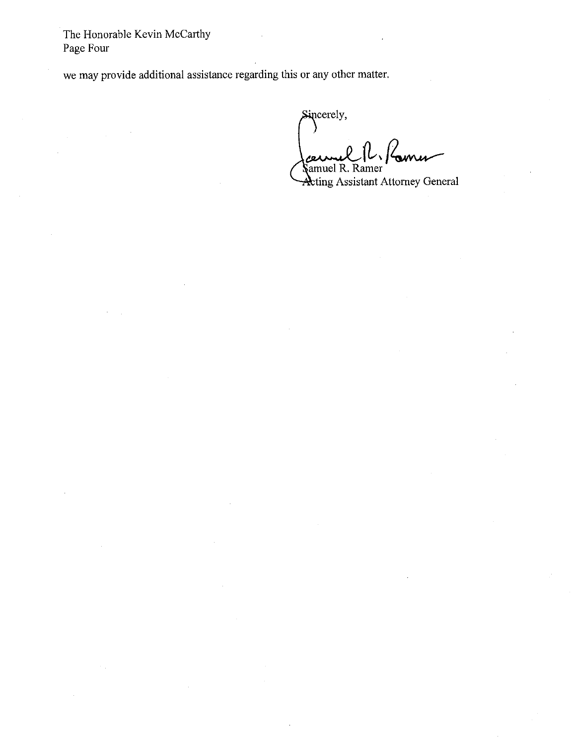we may provide additional assistance regarding this or any other matter.

Sincerely,

Samuel R. Ramer
Acting Assistant Attorney General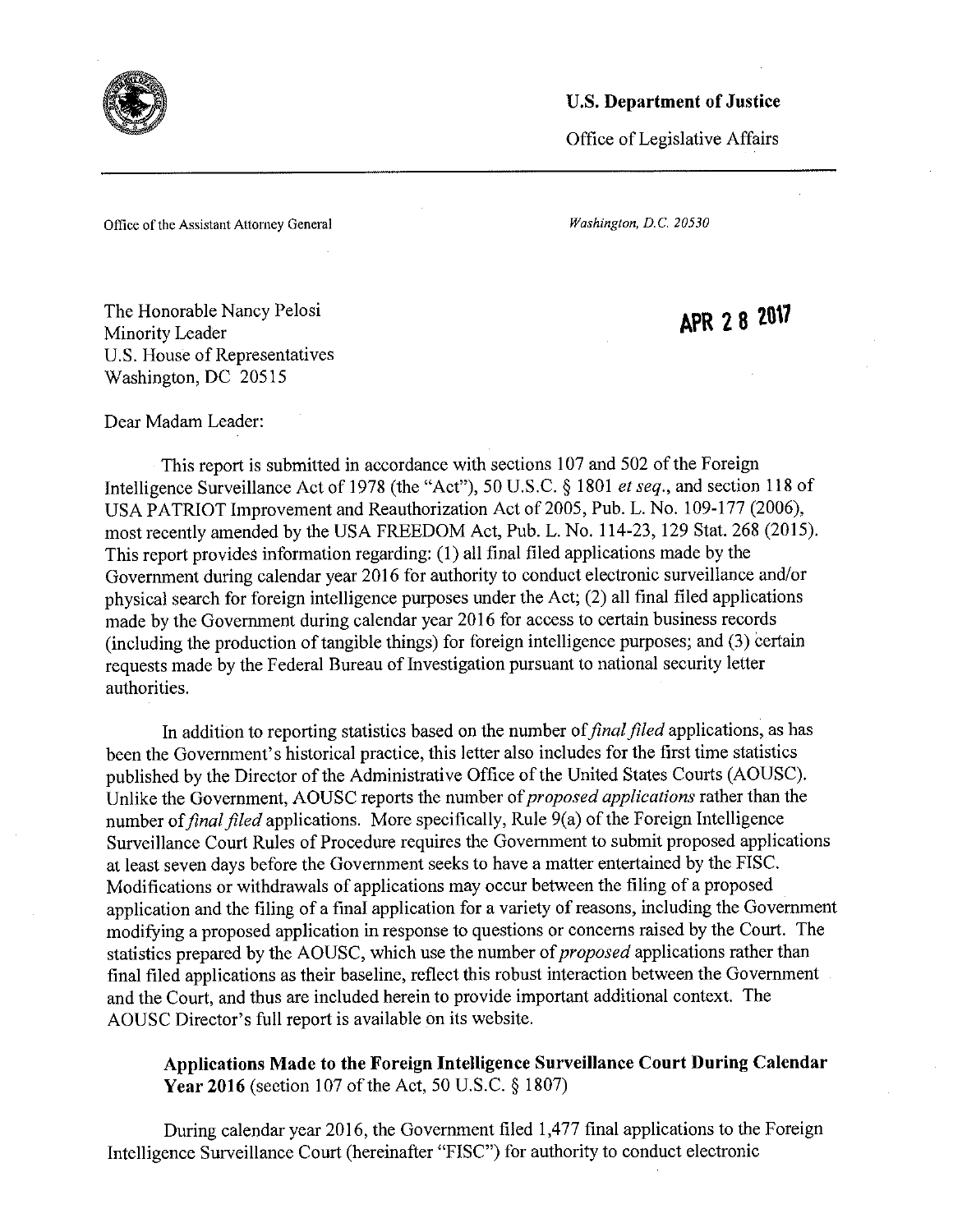**U.S. Department of Justice**

Office of Legislative Affairs

Office of the Assistant Attorney General

*Washington, D.C. 20530*

The Honorable Nancy Pelosi
Minority Leader
U.S. House of Representatives
Washington, DC 20515

**APR 28 2017**

Dear Madam Leader:

This report is submitted in accordance with sections 107 and 502 of the Foreign Intelligence Surveillance Act of 1978 (the "Act"), 50 U.S.C. § 1801 *et seq.*, and section 118 of USA PATRIOT Improvement and Reauthorization Act of 2005, Pub. L. No. 109-177 (2006), most recently amended by the USA FREEDOM Act, Pub. L. No. 114-23, 129 Stat. 268 (2015). This report provides information regarding: (1) all final filed applications made by the Government during calendar year 2016 for authority to conduct electronic surveillance and/or physical search for foreign intelligence purposes under the Act; (2) all final filed applications made by the Government during calendar year 2016 for access to certain business records (including the production of tangible things) for foreign intelligence purposes; and (3) certain requests made by the Federal Bureau of Investigation pursuant to national security letter authorities.

In addition to reporting statistics based on the number of *final filed* applications, as has been the Government's historical practice, this letter also includes for the first time statistics published by the Director of the Administrative Office of the United States Courts (AOUSC). Unlike the Government, AOUSC reports the number of *proposed applications* rather than the number of *final filed* applications. More specifically, Rule 9(a) of the Foreign Intelligence Surveillance Court Rules of Procedure requires the Government to submit proposed applications at least seven days before the Government seeks to have a matter entertained by the FISC. Modifications or withdrawals of applications may occur between the filing of a proposed application and the filing of a final application for a variety of reasons, including the Government modifying a proposed application in response to questions or concerns raised by the Court. The statistics prepared by the AOUSC, which use the number of *proposed* applications rather than final filed applications as their baseline, reflect this robust interaction between the Government and the Court, and thus are included herein to provide important additional context. The AOUSC Director's full report is available on its website.

**Applications Made to the Foreign Intelligence Surveillance Court During Calendar Year 2016** (section 107 of the Act, 50 U.S.C. § 1807)

During calendar year 2016, the Government filed 1,477 final applications to the Foreign Intelligence Surveillance Court (hereinafter "FISC") for authority to conduct electronic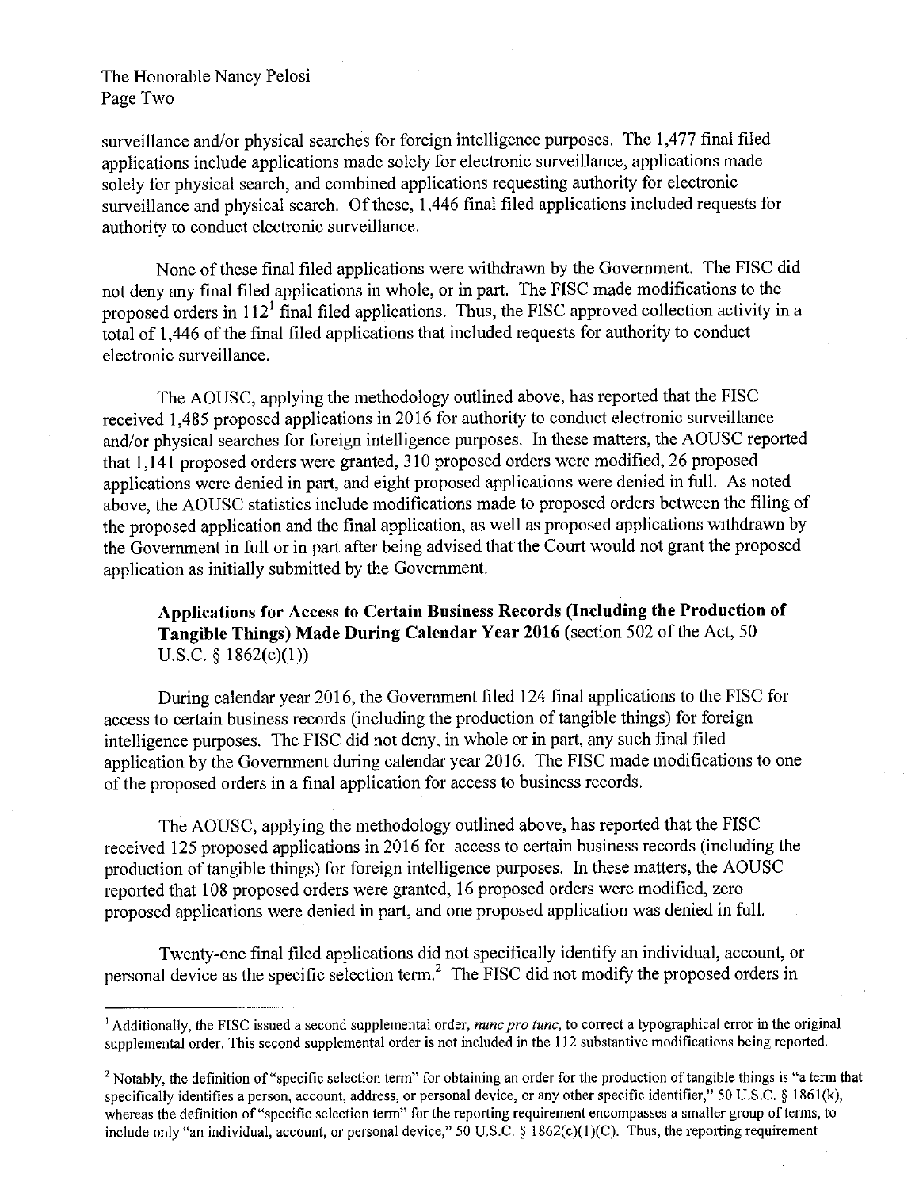surveillance and/or physical searches for foreign intelligence purposes. The 1,477 final filed applications include applications made solely for electronic surveillance, applications made solely for physical search, and combined applications requesting authority for electronic surveillance and physical search. Of these, 1,446 final filed applications included requests for authority to conduct electronic surveillance.

None of these final filed applications were withdrawn by the Government. The FISC did not deny any final filed applications in whole, or in part. The FISC made modifications to the proposed orders in 112[1] final filed applications. Thus, the FISC approved collection activity in a total of 1,446 of the final filed applications that included requests for authority to conduct electronic surveillance.

The AOUSC, applying the methodology outlined above, has reported that the FISC received 1,485 proposed applications in 2016 for authority to conduct electronic surveillance and/or physical searches for foreign intelligence purposes. In these matters, the AOUSC reported that 1,141 proposed orders were granted, 310 proposed orders were modified, 26 proposed applications were denied in part, and eight proposed applications were denied in full. As noted above, the AOUSC statistics include modifications made to proposed orders between the filing of the proposed application and the final application, as well as proposed applications withdrawn by the Government in full or in part after being advised that the Court would not grant the proposed application as initially submitted by the Government.

**Applications for Access to Certain Business Records (Including the Production of Tangible Things) Made During Calendar Year 2016** (section 502 of the Act, 50 U.S.C. § 1862(c)(1))

During calendar year 2016, the Government filed 124 final applications to the FISC for access to certain business records (including the production of tangible things) for foreign intelligence purposes. The FISC did not deny, in whole or in part, any such final filed application by the Government during calendar year 2016. The FISC made modifications to one of the proposed orders in a final application for access to business records.

The AOUSC, applying the methodology outlined above, has reported that the FISC received 125 proposed applications in 2016 for access to certain business records (including the production of tangible things) for foreign intelligence purposes. In these matters, the AOUSC reported that 108 proposed orders were granted, 16 proposed orders were modified, zero proposed applications were denied in part, and one proposed application was denied in full.

Twenty-one final filed applications did not specifically identify an individual, account, or personal device as the specific selection term.[2] The FISC did not modify the proposed orders in

---

[1] Additionally, the FISC issued a second supplemental order, *nunc pro tunc*, to correct a typographical error in the original supplemental order. This second supplemental order is not included in the 112 substantive modifications being reported.

[2] Notably, the definition of "specific selection term" for obtaining an order for the production of tangible things is "a term that specifically identifies a person, account, address, or personal device, or any other specific identifier," 50 U.S.C. § 1861(k), whereas the definition of "specific selection term" for the reporting requirement encompasses a smaller group of terms, to include only "an individual, account, or personal device," 50 U.S.C. § 1862(c)(1)(C). Thus, the reporting requirement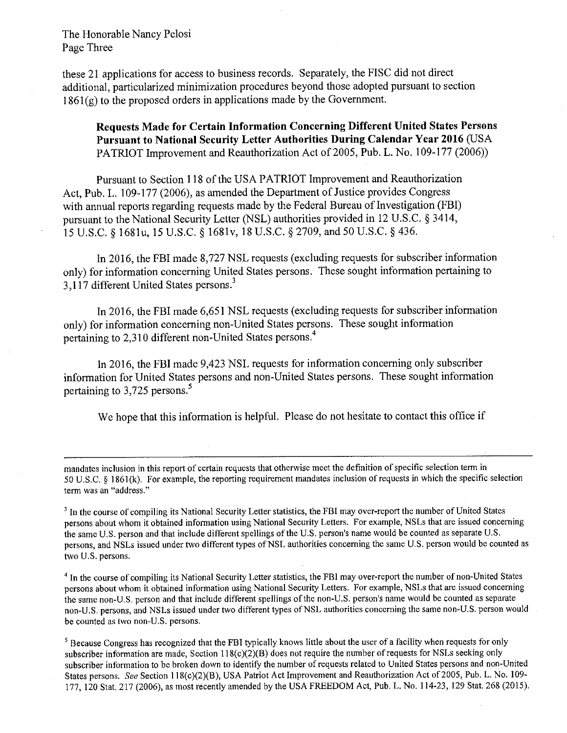these 21 applications for access to business records. Separately, the FISC did not direct additional, particularized minimization procedures beyond those adopted pursuant to section 1861(g) to the proposed orders in applications made by the Government.

**Requests Made for Certain Information Concerning Different United States Persons Pursuant to National Security Letter Authorities During Calendar Year 2016** (USA PATRIOT Improvement and Reauthorization Act of 2005, Pub. L. No. 109-177 (2006))

Pursuant to Section 118 of the USA PATRIOT Improvement and Reauthorization Act, Pub. L. 109-177 (2006), as amended the Department of Justice provides Congress with annual reports regarding requests made by the Federal Bureau of Investigation (FBI) pursuant to the National Security Letter (NSL) authorities provided in 12 U.S.C. § 3414, 15 U.S.C. § 1681u, 15 U.S.C. § 1681v, 18 U.S.C. § 2709, and 50 U.S.C. § 436.

In 2016, the FBI made 8,727 NSL requests (excluding requests for subscriber information only) for information concerning United States persons. These sought information pertaining to 3,117 different United States persons.[3]

In 2016, the FBI made 6,651 NSL requests (excluding requests for subscriber information only) for information concerning non-United States persons. These sought information pertaining to 2,310 different non-United States persons.[4]

In 2016, the FBI made 9,423 NSL requests for information concerning only subscriber information for United States persons and non-United States persons. These sought information pertaining to 3,725 persons.[5]

We hope that this information is helpful. Please do not hesitate to contact this office if

---

mandates inclusion in this report of certain requests that otherwise meet the definition of specific selection term in 50 U.S.C. § 1861(k). For example, the reporting requirement mandates inclusion of requests in which the specific selection term was an "address."

[3] In the course of compiling its National Security Letter statistics, the FBI may over-report the number of United States persons about whom it obtained information using National Security Letters. For example, NSLs that are issued concerning the same U.S. person and that include different spellings of the U.S. person's name would be counted as separate U.S. persons, and NSLs issued under two different types of NSL authorities concerning the same U.S. person would be counted as two U.S. persons.

[4] In the course of compiling its National Security Letter statistics, the FBI may over-report the number of non-United States persons about whom it obtained information using National Security Letters. For example, NSLs that are issued concerning the same non-U.S. person and that include different spellings of the non-U.S. person's name would be counted as separate non-U.S. persons, and NSLs issued under two different types of NSL authorities concerning the same non-U.S. person would be counted as two non-U.S. persons.

[5] Because Congress has recognized that the FBI typically knows little about the user of a facility when requests for only subscriber information are made, Section 118(c)(2)(B) does not require the number of requests for NSLs seeking only subscriber information to be broken down to identify the number of requests related to United States persons and non-United States persons. *See* Section 118(c)(2)(B), USA Patriot Act Improvement and Reauthorization Act of 2005, Pub. L. No. 109-177, 120 Stat. 217 (2006), as most recently amended by the USA FREEDOM Act, Pub. L. No. 114-23, 129 Stat. 268 (2015).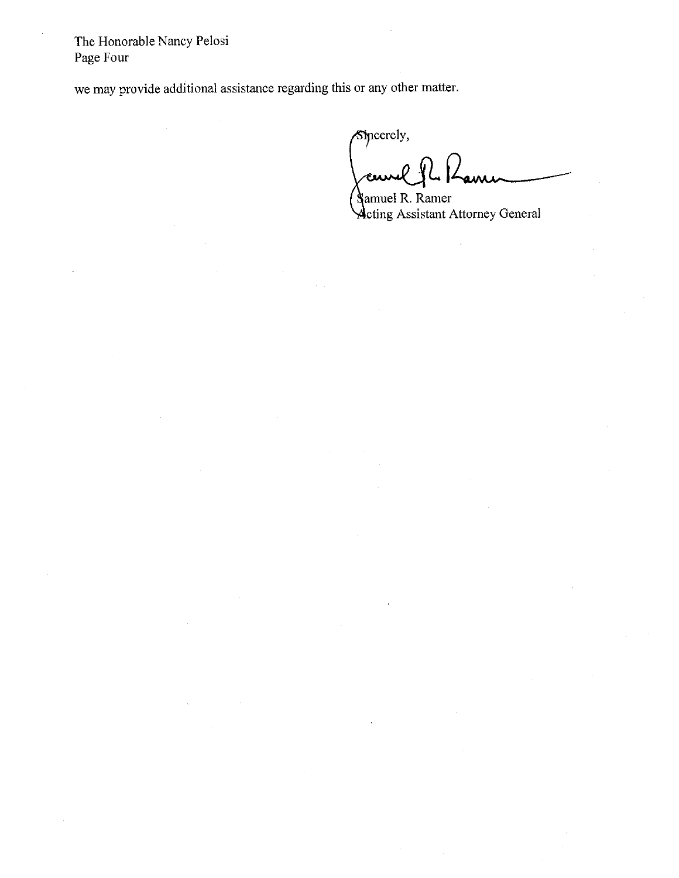we may provide additional assistance regarding this or any other matter.

Sincerely,

Samuel R. Ramer
Acting Assistant Attorney General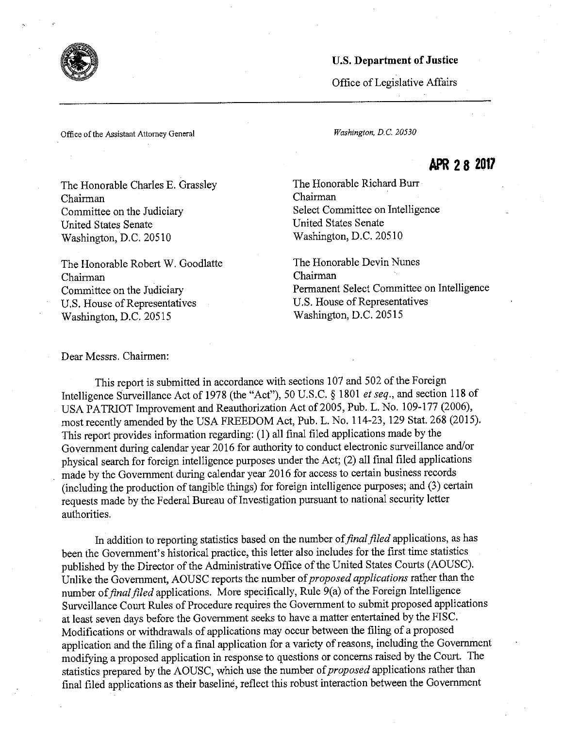**U.S. Department of Justice**

Office of Legislative Affairs

Office of the Assistant Attorney General

*Washington, D.C. 20530*

**APR 28 2017**

The Honorable Charles E. Grassley
Chairman
Committee on the Judiciary
United States Senate
Washington, D.C. 20510

The Honorable Richard Burr
Chairman
Select Committee on Intelligence
United States Senate
Washington, D.C. 20510

The Honorable Robert W. Goodlatte
Chairman
Committee on the Judiciary
U.S. House of Representatives
Washington, D.C. 20515

The Honorable Devin Nunes
Chairman
Permanent Select Committee on Intelligence
U.S. House of Representatives
Washington, D.C. 20515

Dear Messrs. Chairmen:

This report is submitted in accordance with sections 107 and 502 of the Foreign Intelligence Surveillance Act of 1978 (the "Act"), 50 U.S.C. § 1801 *et seq.*, and section 118 of USA PATRIOT Improvement and Reauthorization Act of 2005, Pub. L. No. 109-177 (2006), most recently amended by the USA FREEDOM Act, Pub. L. No. 114-23, 129 Stat. 268 (2015). This report provides information regarding: (1) all final filed applications made by the Government during calendar year 2016 for authority to conduct electronic surveillance and/or physical search for foreign intelligence purposes under the Act; (2) all final filed applications made by the Government during calendar year 2016 for access to certain business records (including the production of tangible things) for foreign intelligence purposes; and (3) certain requests made by the Federal Bureau of Investigation pursuant to national security letter authorities.

In addition to reporting statistics based on the number of *final filed* applications, as has been the Government's historical practice, this letter also includes for the first time statistics published by the Director of the Administrative Office of the United States Courts (AOUSC). Unlike the Government, AOUSC reports the number of *proposed applications* rather than the number of *final filed* applications. More specifically, Rule 9(a) of the Foreign Intelligence Surveillance Court Rules of Procedure requires the Government to submit proposed applications at least seven days before the Government seeks to have a matter entertained by the FISC. Modifications or withdrawals of applications may occur between the filing of a proposed application and the filing of a final application for a variety of reasons, including the Government modifying a proposed application in response to questions or concerns raised by the Court. The statistics prepared by the AOUSC, which use the number of *proposed* applications rather than final filed applications as their baseline, reflect this robust interaction between the Government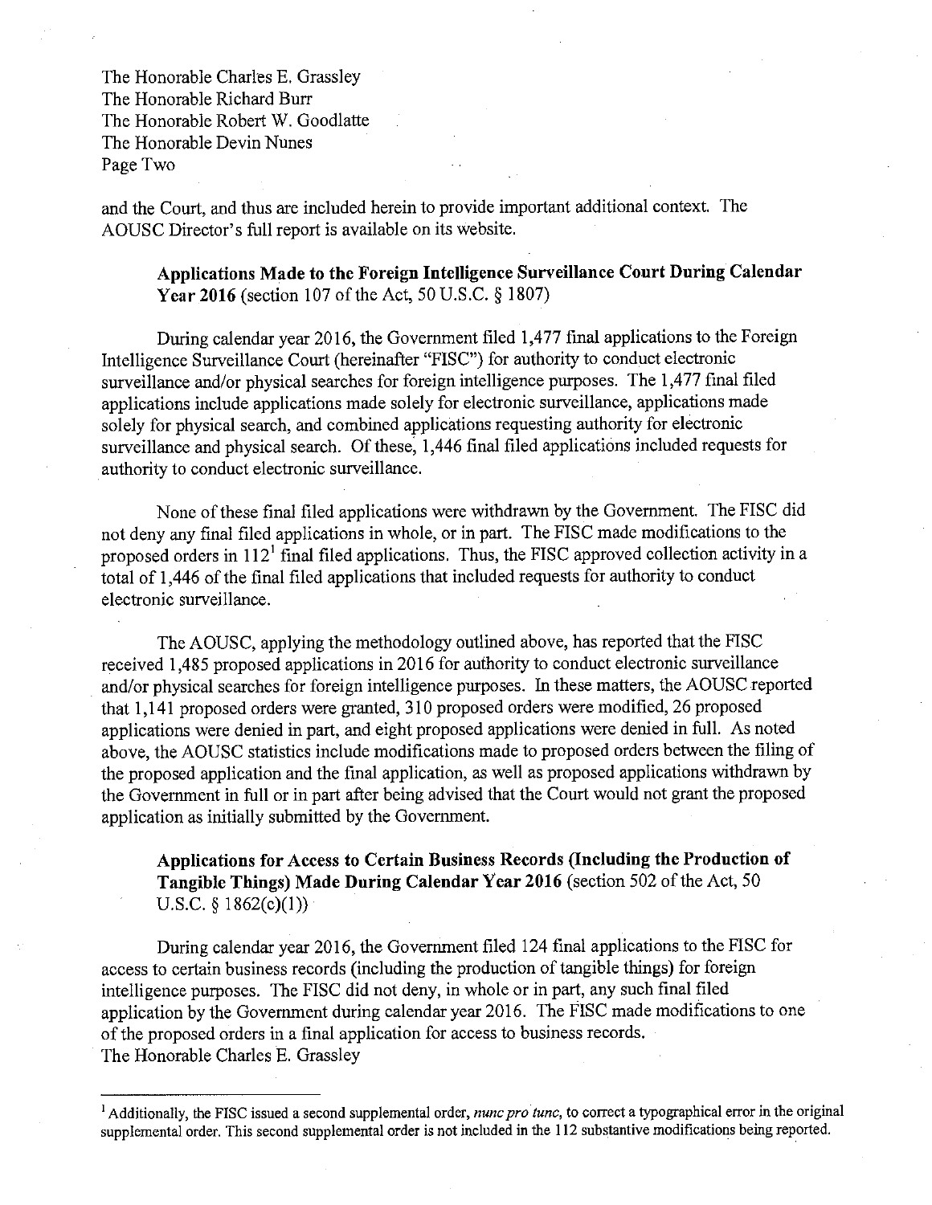and the Court, and thus are included herein to provide important additional context. The AOUSC Director's full report is available on its website.

**Applications Made to the Foreign Intelligence Surveillance Court During Calendar Year 2016** (section 107 of the Act, 50 U.S.C. § 1807)

During calendar year 2016, the Government filed 1,477 final applications to the Foreign Intelligence Surveillance Court (hereinafter "FISC") for authority to conduct electronic surveillance and/or physical searches for foreign intelligence purposes. The 1,477 final filed applications include applications made solely for electronic surveillance, applications made solely for physical search, and combined applications requesting authority for electronic surveillance and physical search. Of these, 1,446 final filed applications included requests for authority to conduct electronic surveillance.

None of these final filed applications were withdrawn by the Government. The FISC did not deny any final filed applications in whole, or in part. The FISC made modifications to the proposed orders in 112[1] final filed applications. Thus, the FISC approved collection activity in a total of 1,446 of the final filed applications that included requests for authority to conduct electronic surveillance.

The AOUSC, applying the methodology outlined above, has reported that the FISC received 1,485 proposed applications in 2016 for authority to conduct electronic surveillance and/or physical searches for foreign intelligence purposes. In these matters, the AOUSC reported that 1,141 proposed orders were granted, 310 proposed orders were modified, 26 proposed applications were denied in part, and eight proposed applications were denied in full. As noted above, the AOUSC statistics include modifications made to proposed orders between the filing of the proposed application and the final application, as well as proposed applications withdrawn by the Government in full or in part after being advised that the Court would not grant the proposed application as initially submitted by the Government.

**Applications for Access to Certain Business Records (Including the Production of Tangible Things) Made During Calendar Year 2016** (section 502 of the Act, 50 U.S.C. § 1862(c)(1))

During calendar year 2016, the Government filed 124 final applications to the FISC for access to certain business records (including the production of tangible things) for foreign intelligence purposes. The FISC did not deny, in whole or in part, any such final filed application by the Government during calendar year 2016. The FISC made modifications to one of the proposed orders in a final application for access to business records.

---

[1] Additionally, the FISC issued a second supplemental order, *nunc pro tunc*, to correct a typographical error in the original supplemental order. This second supplemental order is not included in the 112 substantive modifications being reported.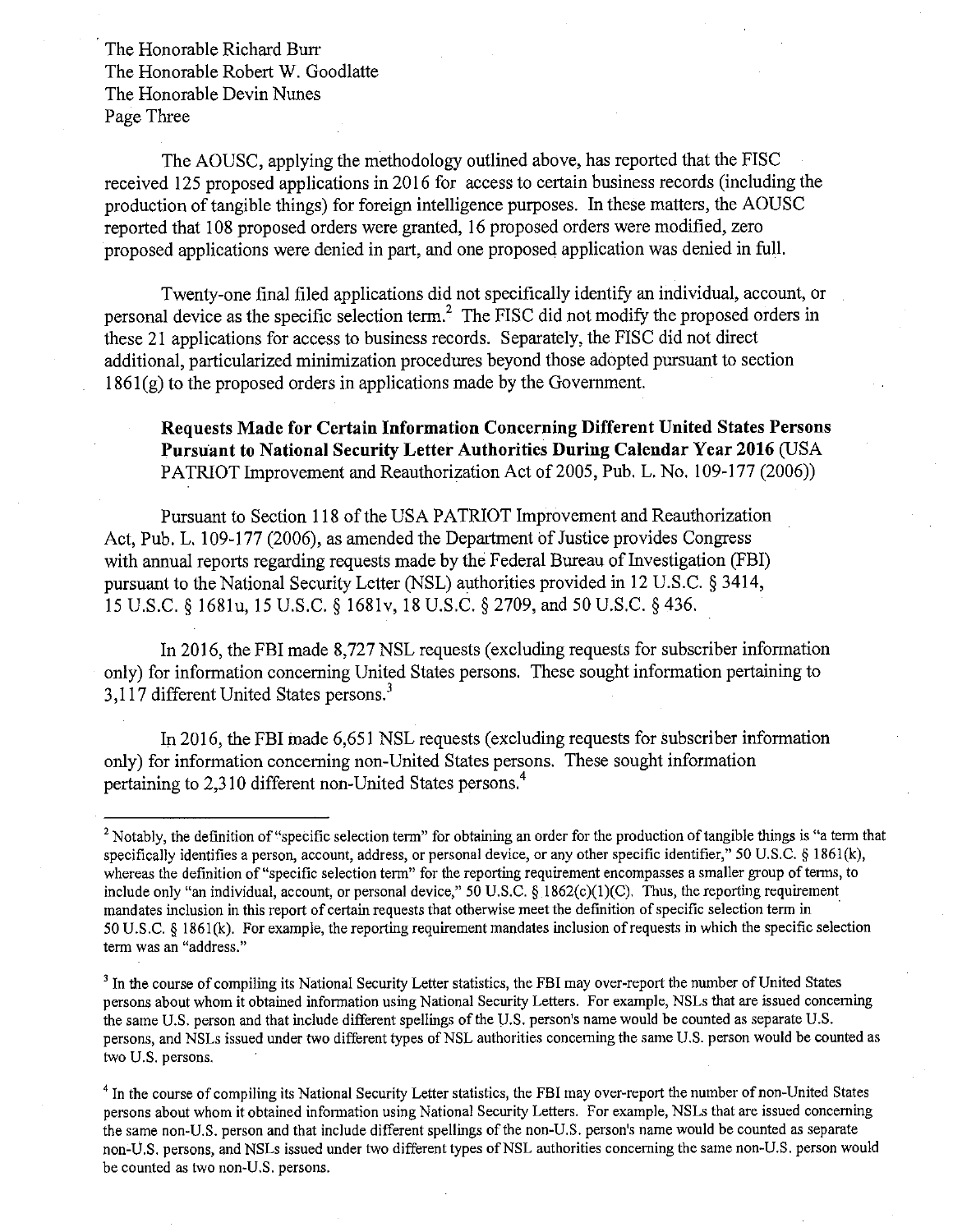The Honorable Richard Burr
The Honorable Robert W. Goodlatte
The Honorable Devin Nunes
Page Three

The AOUSC, applying the methodology outlined above, has reported that the FISC received 125 proposed applications in 2016 for access to certain business records (including the production of tangible things) for foreign intelligence purposes. In these matters, the AOUSC reported that 108 proposed orders were granted, 16 proposed orders were modified, zero proposed applications were denied in part, and one proposed application was denied in full.

Twenty-one final filed applications did not specifically identify an individual, account, or personal device as the specific selection term.[2] The FISC did not modify the proposed orders in these 21 applications for access to business records. Separately, the FISC did not direct additional, particularized minimization procedures beyond those adopted pursuant to section 1861(g) to the proposed orders in applications made by the Government.

**Requests Made for Certain Information Concerning Different United States Persons Pursuant to National Security Letter Authorities During Calendar Year 2016** (USA PATRIOT Improvement and Reauthorization Act of 2005, Pub. L. No. 109-177 (2006))

Pursuant to Section 118 of the USA PATRIOT Improvement and Reauthorization Act, Pub. L. 109-177 (2006), as amended the Department of Justice provides Congress with annual reports regarding requests made by the Federal Bureau of Investigation (FBI) pursuant to the National Security Letter (NSL) authorities provided in 12 U.S.C. § 3414, 15 U.S.C. § 1681u, 15 U.S.C. § 1681v, 18 U.S.C. § 2709, and 50 U.S.C. § 436.

In 2016, the FBI made 8,727 NSL requests (excluding requests for subscriber information only) for information concerning United States persons. These sought information pertaining to 3,117 different United States persons.[3]

In 2016, the FBI made 6,651 NSL requests (excluding requests for subscriber information only) for information concerning non-United States persons. These sought information pertaining to 2,310 different non-United States persons.[4]

---

[2] Notably, the definition of "specific selection term" for obtaining an order for the production of tangible things is "a term that specifically identifies a person, account, address, or personal device, or any other specific identifier," 50 U.S.C. § 1861(k), whereas the definition of "specific selection term" for the reporting requirement encompasses a smaller group of terms, to include only "an individual, account, or personal device," 50 U.S.C. § 1862(c)(1)(C). Thus, the reporting requirement mandates inclusion in this report of certain requests that otherwise meet the definition of specific selection term in 50 U.S.C. § 1861(k). For example, the reporting requirement mandates inclusion of requests in which the specific selection term was an "address."

[3] In the course of compiling its National Security Letter statistics, the FBI may over-report the number of United States persons about whom it obtained information using National Security Letters. For example, NSLs that are issued concerning the same U.S. person and that include different spellings of the U.S. person's name would be counted as separate U.S. persons, and NSLs issued under two different types of NSL authorities concerning the same U.S. person would be counted as two U.S. persons.

[4] In the course of compiling its National Security Letter statistics, the FBI may over-report the number of non-United States persons about whom it obtained information using National Security Letters. For example, NSLs that are issued concerning the same non-U.S. person and that include different spellings of the non-U.S. person's name would be counted as separate non-U.S. persons, and NSLs issued under two different types of NSL authorities concerning the same non-U.S. person would be counted as two non-U.S. persons.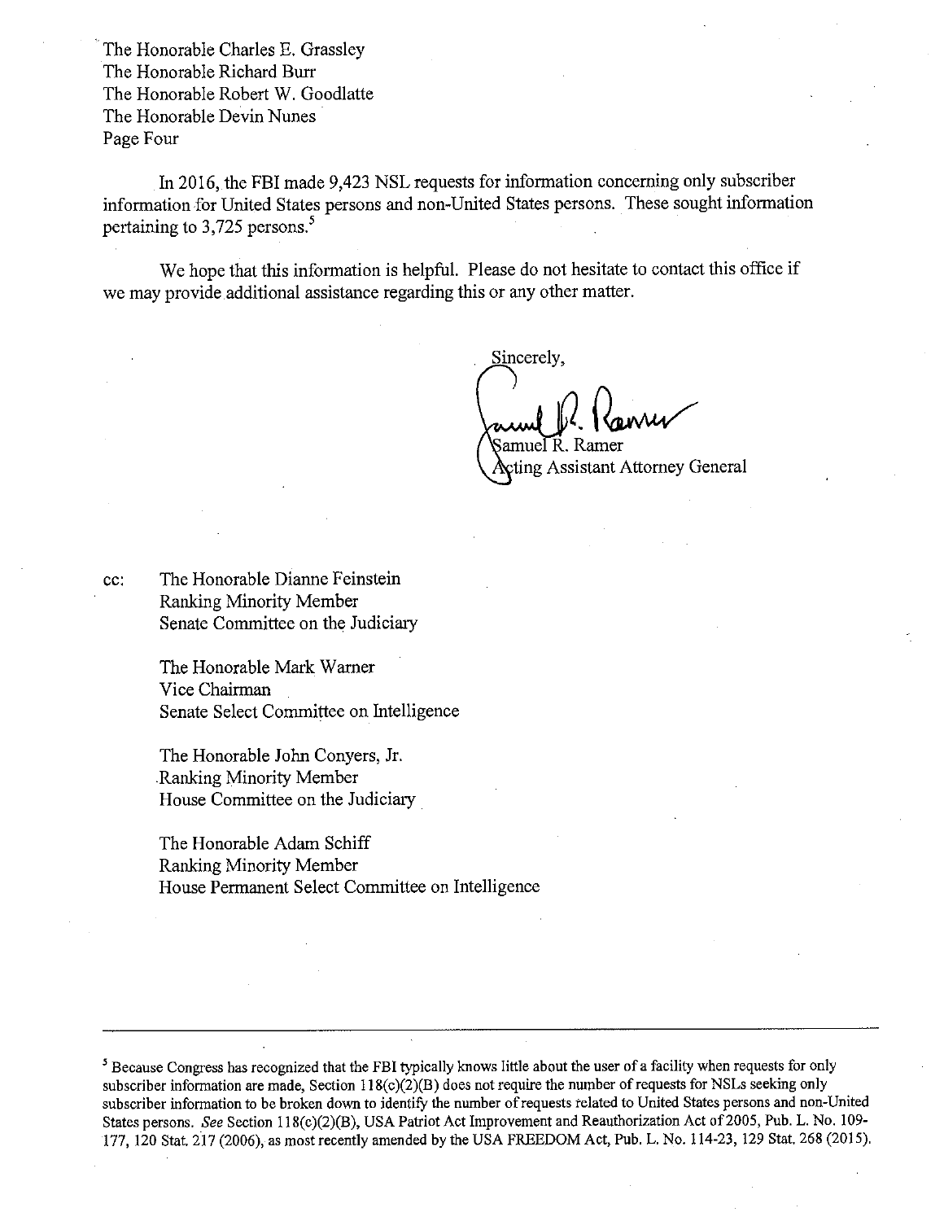The Honorable Charles E. Grassley
The Honorable Richard Burr
The Honorable Robert W. Goodlatte
The Honorable Devin Nunes
Page Four

In 2016, the FBI made 9,423 NSL requests for information concerning only subscriber information for United States persons and non-United States persons. These sought information pertaining to 3,725 persons.[5]

We hope that this information is helpful. Please do not hesitate to contact this office if we may provide additional assistance regarding this or any other matter.

Sincerely,

Samuel R. Ramer
Acting Assistant Attorney General

cc: The Honorable Dianne Feinstein
Ranking Minority Member
Senate Committee on the Judiciary

The Honorable Mark Warner
Vice Chairman
Senate Select Committee on Intelligence

The Honorable John Conyers, Jr.
Ranking Minority Member
House Committee on the Judiciary

The Honorable Adam Schiff
Ranking Minority Member
House Permanent Select Committee on Intelligence

---

[5] Because Congress has recognized that the FBI typically knows little about the user of a facility when requests for only subscriber information are made, Section 118(c)(2)(B) does not require the number of requests for NSLs seeking only subscriber information to be broken down to identify the number of requests related to United States persons and non-United States persons. *See* Section 118(c)(2)(B), USA Patriot Act Improvement and Reauthorization Act of 2005, Pub. L. No. 109-177, 120 Stat. 217 (2006), as most recently amended by the USA FREEDOM Act, Pub. L. No. 114-23, 129 Stat. 268 (2015).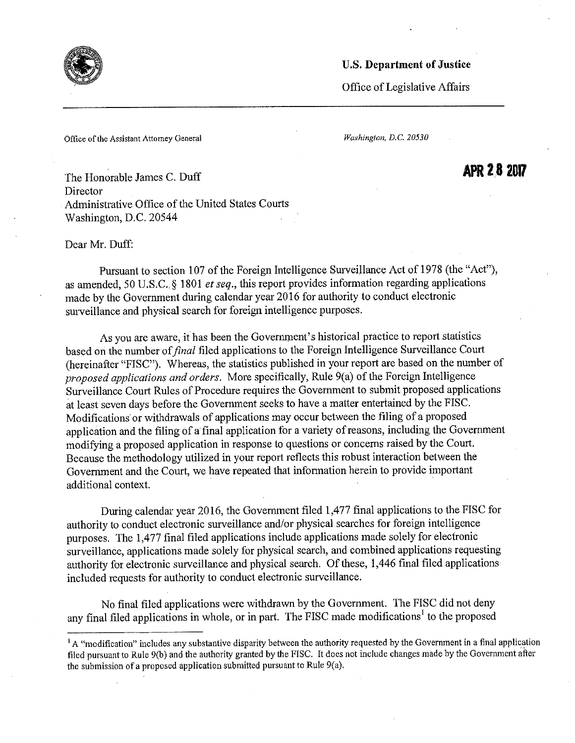**U.S. Department of Justice**

Office of Legislative Affairs

Office of the Assistant Attorney General

*Washington, D.C. 20530*

**APR 28 2017**

The Honorable James C. Duff
Director
Administrative Office of the United States Courts
Washington, D.C. 20544

Dear Mr. Duff:

Pursuant to section 107 of the Foreign Intelligence Surveillance Act of 1978 (the "Act"), as amended, 50 U.S.C. § 1801 *et seq.*, this report provides information regarding applications made by the Government during calendar year 2016 for authority to conduct electronic surveillance and physical search for foreign intelligence purposes.

As you are aware, it has been the Government's historical practice to report statistics based on the number of *final* filed applications to the Foreign Intelligence Surveillance Court (hereinafter "FISC"). Whereas, the statistics published in your report are based on the number of *proposed applications and orders.* More specifically, Rule 9(a) of the Foreign Intelligence Surveillance Court Rules of Procedure requires the Government to submit proposed applications at least seven days before the Government seeks to have a matter entertained by the FISC. Modifications or withdrawals of applications may occur between the filing of a proposed application and the filing of a final application for a variety of reasons, including the Government modifying a proposed application in response to questions or concerns raised by the Court. Because the methodology utilized in your report reflects this robust interaction between the Government and the Court, we have repeated that information herein to provide important additional context.

During calendar year 2016, the Government filed 1,477 final applications to the FISC for authority to conduct electronic surveillance and/or physical searches for foreign intelligence purposes. The 1,477 final filed applications include applications made solely for electronic surveillance, applications made solely for physical search, and combined applications requesting authority for electronic surveillance and physical search. Of these, 1,446 final filed applications included requests for authority to conduct electronic surveillance.

No final filed applications were withdrawn by the Government. The FISC did not deny any final filed applications in whole, or in part. The FISC made modifications[1] to the proposed

[1] A "modification" includes any substantive disparity between the authority requested by the Government in a final application filed pursuant to Rule 9(b) and the authority granted by the FISC. It does not include changes made by the Government after the submission of a proposed application submitted pursuant to Rule 9(a).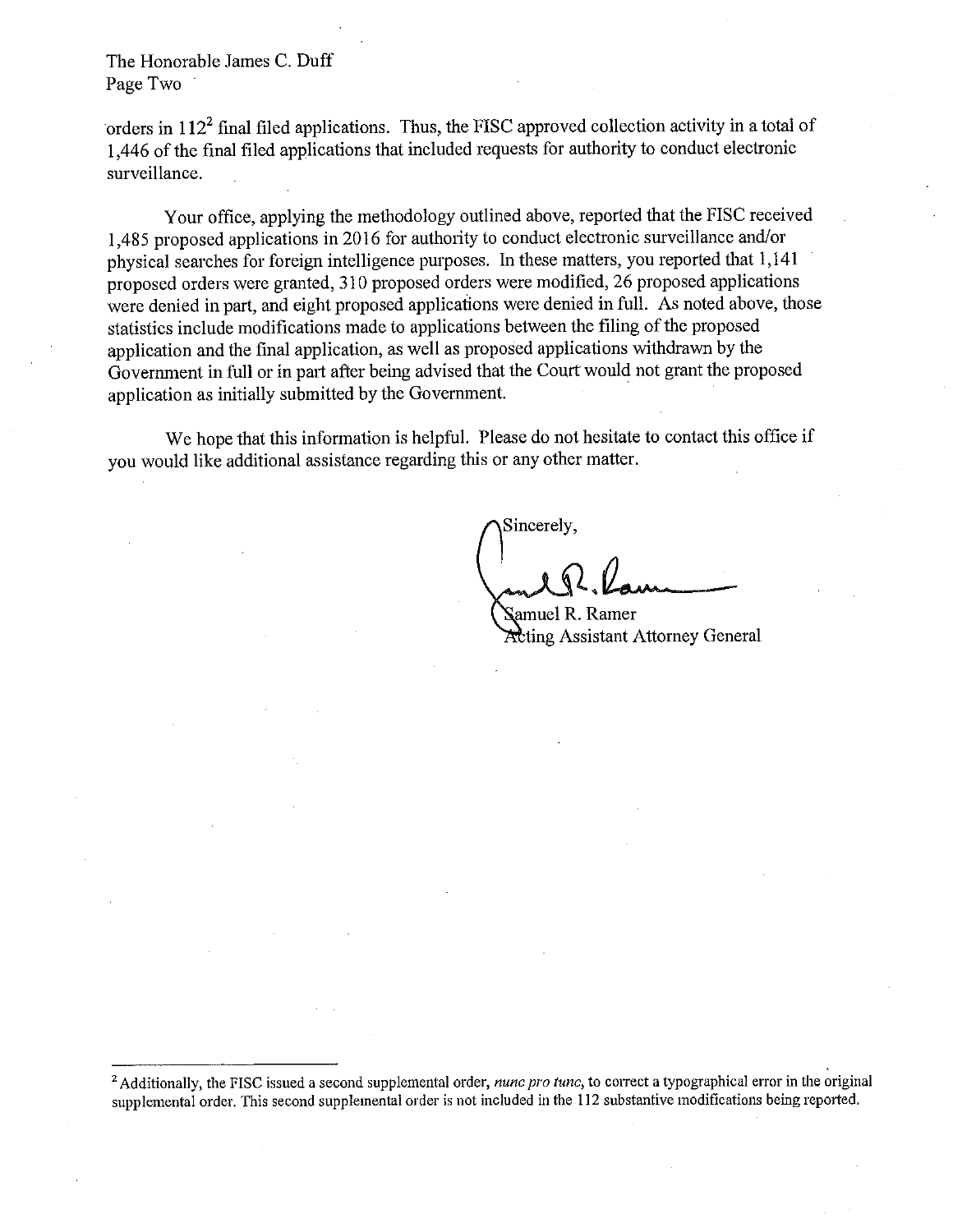orders in 112[2] final filed applications. Thus, the FISC approved collection activity in a total of 1,446 of the final filed applications that included requests for authority to conduct electronic surveillance.

Your office, applying the methodology outlined above, reported that the FISC received 1,485 proposed applications in 2016 for authority to conduct electronic surveillance and/or physical searches for foreign intelligence purposes. In these matters, you reported that 1,141 proposed orders were granted, 310 proposed orders were modified, 26 proposed applications were denied in part, and eight proposed applications were denied in full. As noted above, those statistics include modifications made to applications between the filing of the proposed application and the final application, as well as proposed applications withdrawn by the Government in full or in part after being advised that the Court would not grant the proposed application as initially submitted by the Government.

We hope that this information is helpful. Please do not hesitate to contact this office if you would like additional assistance regarding this or any other matter.

Sincerely,

Samuel R. Ramer
Acting Assistant Attorney General

---

[2] Additionally, the FISC issued a second supplemental order, *nunc pro tunc*, to correct a typographical error in the original supplemental order. This second supplemental order is not included in the 112 substantive modifications being reported.